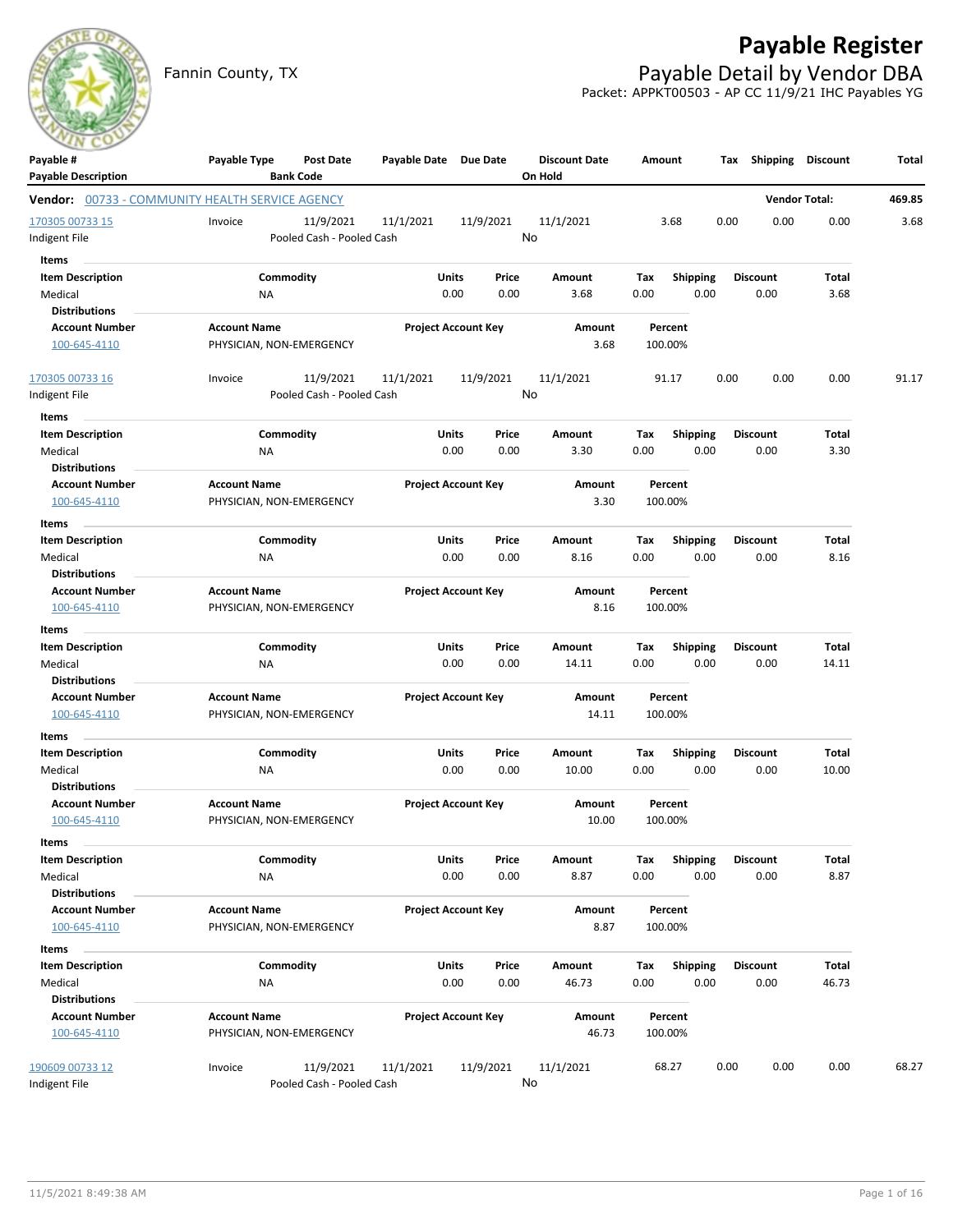# Payable Register

Fannin County, TX

## Payable Detail by Vendor DBA

Packet: APPKT00503 - AP CC 11/9/21 IHC Payables YG

| Payable # / Payable Description | Payable Type | Post Date / Bank Code | Payable Date | Due Date | Discount Date / On Hold | Amount | Tax | Shipping | Discount | Total |
|---|---|---|---|---|---|---|---|---|---|---|

**Vendor:** 00733 - COMMUNITY HEALTH SERVICE AGENCY — **Vendor Total: 469.85**

| Payable # / Payable Description | Payable Type | Post Date / Bank Code | Payable Date | Due Date | Discount Date / On Hold | Amount | Tax | Shipping | Discount | Total |
|---|---|---|---|---|---|---|---|---|---|---|
| 170305 00733 15 | Invoice | 11/9/2021 | 11/1/2021 | 11/9/2021 | 11/1/2021 | 3.68 | 0.00 | 0.00 | 0.00 | 3.68 |
| Indigent File | | Pooled Cash - Pooled Cash | | | No | | | | | |

**Items**

| Item Description | Commodity | Units | Price | Amount | Tax | Shipping | Discount | Total |
|---|---|---|---|---|---|---|---|---|
| Medical | NA | 0.00 | 0.00 | 3.68 | 0.00 | 0.00 | 0.00 | 3.68 |

**Distributions**

| Account Number | Account Name | Project Account Key | Amount | Percent |
|---|---|---|---|---|
| 100-645-4110 | PHYSICIAN, NON-EMERGENCY | | 3.68 | 100.00% |

| Payable # / Payable Description | Payable Type | Post Date / Bank Code | Payable Date | Due Date | Discount Date / On Hold | Amount | Tax | Shipping | Discount | Total |
|---|---|---|---|---|---|---|---|---|---|---|
| 170305 00733 16 | Invoice | 11/9/2021 | 11/1/2021 | 11/9/2021 | 11/1/2021 | 91.17 | 0.00 | 0.00 | 0.00 | 91.17 |
| Indigent File | | Pooled Cash - Pooled Cash | | | No | | | | | |

**Items**

| Item Description | Commodity | Units | Price | Amount | Tax | Shipping | Discount | Total |
|---|---|---|---|---|---|---|---|---|
| Medical | NA | 0.00 | 0.00 | 3.30 | 0.00 | 0.00 | 0.00 | 3.30 |

**Distributions**

| Account Number | Account Name | Project Account Key | Amount | Percent |
|---|---|---|---|---|
| 100-645-4110 | PHYSICIAN, NON-EMERGENCY | | 3.30 | 100.00% |

**Items**

| Item Description | Commodity | Units | Price | Amount | Tax | Shipping | Discount | Total |
|---|---|---|---|---|---|---|---|---|
| Medical | NA | 0.00 | 0.00 | 8.16 | 0.00 | 0.00 | 0.00 | 8.16 |

**Distributions**

| Account Number | Account Name | Project Account Key | Amount | Percent |
|---|---|---|---|---|
| 100-645-4110 | PHYSICIAN, NON-EMERGENCY | | 8.16 | 100.00% |

**Items**

| Item Description | Commodity | Units | Price | Amount | Tax | Shipping | Discount | Total |
|---|---|---|---|---|---|---|---|---|
| Medical | NA | 0.00 | 0.00 | 14.11 | 0.00 | 0.00 | 0.00 | 14.11 |

**Distributions**

| Account Number | Account Name | Project Account Key | Amount | Percent |
|---|---|---|---|---|
| 100-645-4110 | PHYSICIAN, NON-EMERGENCY | | 14.11 | 100.00% |

**Items**

| Item Description | Commodity | Units | Price | Amount | Tax | Shipping | Discount | Total |
|---|---|---|---|---|---|---|---|---|
| Medical | NA | 0.00 | 0.00 | 10.00 | 0.00 | 0.00 | 0.00 | 10.00 |

**Distributions**

| Account Number | Account Name | Project Account Key | Amount | Percent |
|---|---|---|---|---|
| 100-645-4110 | PHYSICIAN, NON-EMERGENCY | | 10.00 | 100.00% |

**Items**

| Item Description | Commodity | Units | Price | Amount | Tax | Shipping | Discount | Total |
|---|---|---|---|---|---|---|---|---|
| Medical | NA | 0.00 | 0.00 | 8.87 | 0.00 | 0.00 | 0.00 | 8.87 |

**Distributions**

| Account Number | Account Name | Project Account Key | Amount | Percent |
|---|---|---|---|---|
| 100-645-4110 | PHYSICIAN, NON-EMERGENCY | | 8.87 | 100.00% |

**Items**

| Item Description | Commodity | Units | Price | Amount | Tax | Shipping | Discount | Total |
|---|---|---|---|---|---|---|---|---|
| Medical | NA | 0.00 | 0.00 | 46.73 | 0.00 | 0.00 | 0.00 | 46.73 |

**Distributions**

| Account Number | Account Name | Project Account Key | Amount | Percent |
|---|---|---|---|---|
| 100-645-4110 | PHYSICIAN, NON-EMERGENCY | | 46.73 | 100.00% |

| Payable # / Payable Description | Payable Type | Post Date / Bank Code | Payable Date | Due Date | Discount Date / On Hold | Amount | Tax | Shipping | Discount | Total |
|---|---|---|---|---|---|---|---|---|---|---|
| 190609 00733 12 | Invoice | 11/9/2021 | 11/1/2021 | 11/9/2021 | 11/1/2021 | 68.27 | 0.00 | 0.00 | 0.00 | 68.27 |
| Indigent File | | Pooled Cash - Pooled Cash | | | No | | | | | |

11/5/2021 8:49:38 AM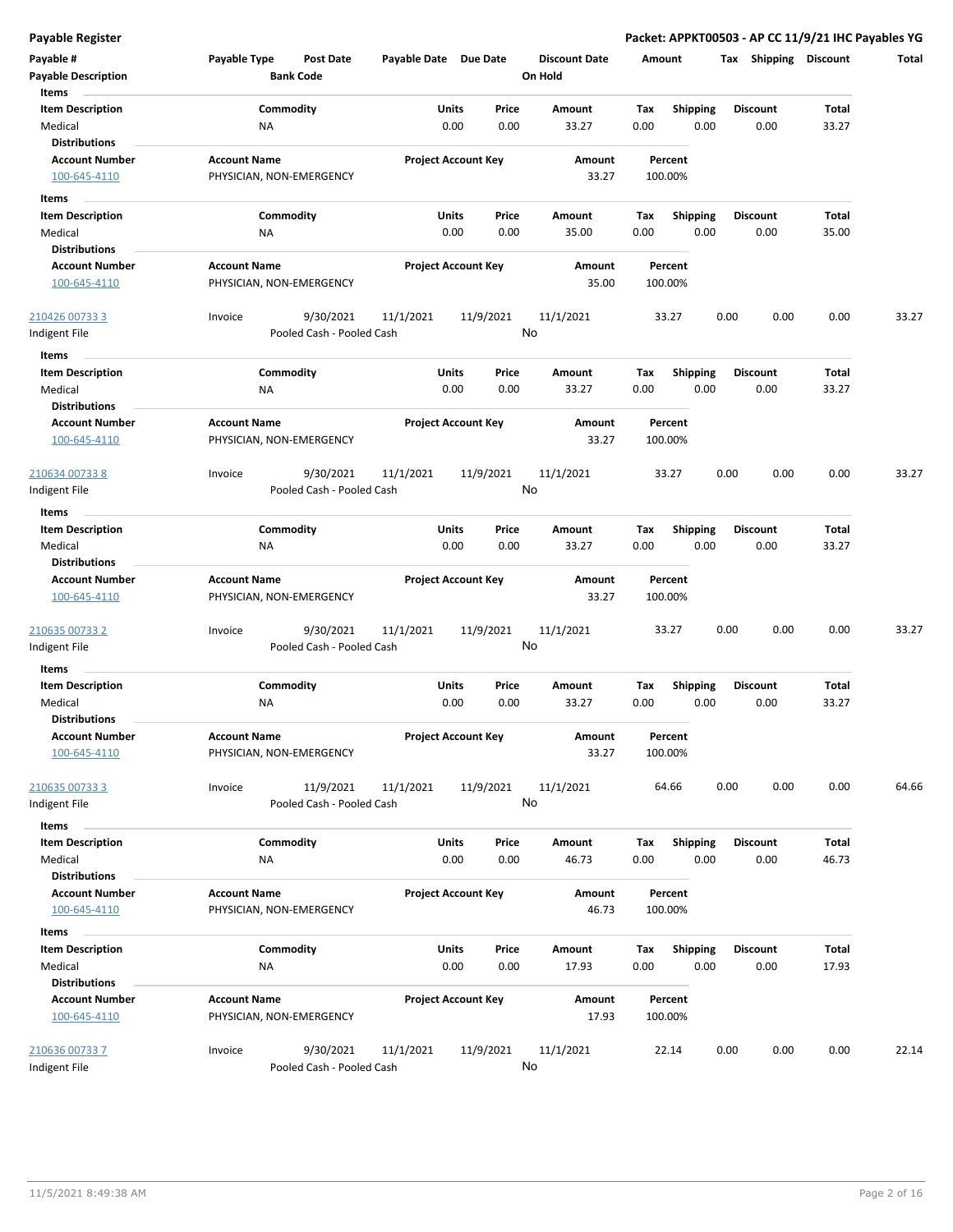**Payable Register** — **Packet: APPKT00503 - AP CC 11/9/21 IHC Payables YG**

| Payable # | Payable Type | Post Date | Payable Date | Due Date | Discount Date | Amount | Tax | Shipping | Discount | Total |
|---|---|---|---|---|---|---|---|---|---|---|
| **Payable Description** | | **Bank Code** | | | **On Hold** | | | | | |

**Items**

| Item Description | Commodity | Units | Price | Amount | Tax | Shipping | Discount | Total |
|---|---|---|---|---|---|---|---|---|
| Medical | NA | 0.00 | 0.00 | 33.27 | 0.00 | 0.00 | 0.00 | 33.27 |

**Distributions**

| Account Number | Account Name | Project Account Key | Amount | Percent |
|---|---|---|---|---|
| 100-645-4110 | PHYSICIAN, NON-EMERGENCY | | 33.27 | 100.00% |

**Items**

| Item Description | Commodity | Units | Price | Amount | Tax | Shipping | Discount | Total |
|---|---|---|---|---|---|---|---|---|
| Medical | NA | 0.00 | 0.00 | 35.00 | 0.00 | 0.00 | 0.00 | 35.00 |

**Distributions**

| Account Number | Account Name | Project Account Key | Amount | Percent |
|---|---|---|---|---|
| 100-645-4110 | PHYSICIAN, NON-EMERGENCY | | 35.00 | 100.00% |

| Payable # | Payable Type | Post Date | Payable Date | Due Date | Discount Date | Amount | Tax | Shipping | Discount | Total |
|---|---|---|---|---|---|---|---|---|---|---|
| 210426 00733 3 | Invoice | 9/30/2021 | 11/1/2021 | 11/9/2021 | 11/1/2021 | 33.27 | 0.00 | 0.00 | 0.00 | 33.27 |
| Indigent File | | Pooled Cash - Pooled Cash | | | No | | | | | |

**Items**

| Item Description | Commodity | Units | Price | Amount | Tax | Shipping | Discount | Total |
|---|---|---|---|---|---|---|---|---|
| Medical | NA | 0.00 | 0.00 | 33.27 | 0.00 | 0.00 | 0.00 | 33.27 |

**Distributions**

| Account Number | Account Name | Project Account Key | Amount | Percent |
|---|---|---|---|---|
| 100-645-4110 | PHYSICIAN, NON-EMERGENCY | | 33.27 | 100.00% |

| Payable # | Payable Type | Post Date | Payable Date | Due Date | Discount Date | Amount | Tax | Shipping | Discount | Total |
|---|---|---|---|---|---|---|---|---|---|---|
| 210634 00733 8 | Invoice | 9/30/2021 | 11/1/2021 | 11/9/2021 | 11/1/2021 | 33.27 | 0.00 | 0.00 | 0.00 | 33.27 |
| Indigent File | | Pooled Cash - Pooled Cash | | | No | | | | | |

**Items**

| Item Description | Commodity | Units | Price | Amount | Tax | Shipping | Discount | Total |
|---|---|---|---|---|---|---|---|---|
| Medical | NA | 0.00 | 0.00 | 33.27 | 0.00 | 0.00 | 0.00 | 33.27 |

**Distributions**

| Account Number | Account Name | Project Account Key | Amount | Percent |
|---|---|---|---|---|
| 100-645-4110 | PHYSICIAN, NON-EMERGENCY | | 33.27 | 100.00% |

| Payable # | Payable Type | Post Date | Payable Date | Due Date | Discount Date | Amount | Tax | Shipping | Discount | Total |
|---|---|---|---|---|---|---|---|---|---|---|
| 210635 00733 2 | Invoice | 9/30/2021 | 11/1/2021 | 11/9/2021 | 11/1/2021 | 33.27 | 0.00 | 0.00 | 0.00 | 33.27 |
| Indigent File | | Pooled Cash - Pooled Cash | | | No | | | | | |

**Items**

| Item Description | Commodity | Units | Price | Amount | Tax | Shipping | Discount | Total |
|---|---|---|---|---|---|---|---|---|
| Medical | NA | 0.00 | 0.00 | 33.27 | 0.00 | 0.00 | 0.00 | 33.27 |

**Distributions**

| Account Number | Account Name | Project Account Key | Amount | Percent |
|---|---|---|---|---|
| 100-645-4110 | PHYSICIAN, NON-EMERGENCY | | 33.27 | 100.00% |

| Payable # | Payable Type | Post Date | Payable Date | Due Date | Discount Date | Amount | Tax | Shipping | Discount | Total |
|---|---|---|---|---|---|---|---|---|---|---|
| 210635 00733 3 | Invoice | 11/9/2021 | 11/1/2021 | 11/9/2021 | 11/1/2021 | 64.66 | 0.00 | 0.00 | 0.00 | 64.66 |
| Indigent File | | Pooled Cash - Pooled Cash | | | No | | | | | |

**Items**

| Item Description | Commodity | Units | Price | Amount | Tax | Shipping | Discount | Total |
|---|---|---|---|---|---|---|---|---|
| Medical | NA | 0.00 | 0.00 | 46.73 | 0.00 | 0.00 | 0.00 | 46.73 |

**Distributions**

| Account Number | Account Name | Project Account Key | Amount | Percent |
|---|---|---|---|---|
| 100-645-4110 | PHYSICIAN, NON-EMERGENCY | | 46.73 | 100.00% |

**Items**

| Item Description | Commodity | Units | Price | Amount | Tax | Shipping | Discount | Total |
|---|---|---|---|---|---|---|---|---|
| Medical | NA | 0.00 | 0.00 | 17.93 | 0.00 | 0.00 | 0.00 | 17.93 |

**Distributions**

| Account Number | Account Name | Project Account Key | Amount | Percent |
|---|---|---|---|---|
| 100-645-4110 | PHYSICIAN, NON-EMERGENCY | | 17.93 | 100.00% |

| Payable # | Payable Type | Post Date | Payable Date | Due Date | Discount Date | Amount | Tax | Shipping | Discount | Total |
|---|---|---|---|---|---|---|---|---|---|---|
| 210636 00733 7 | Invoice | 9/30/2021 | 11/1/2021 | 11/9/2021 | 11/1/2021 | 22.14 | 0.00 | 0.00 | 0.00 | 22.14 |
| Indigent File | | Pooled Cash - Pooled Cash | | | No | | | | | |

11/5/2021 8:49:38 AM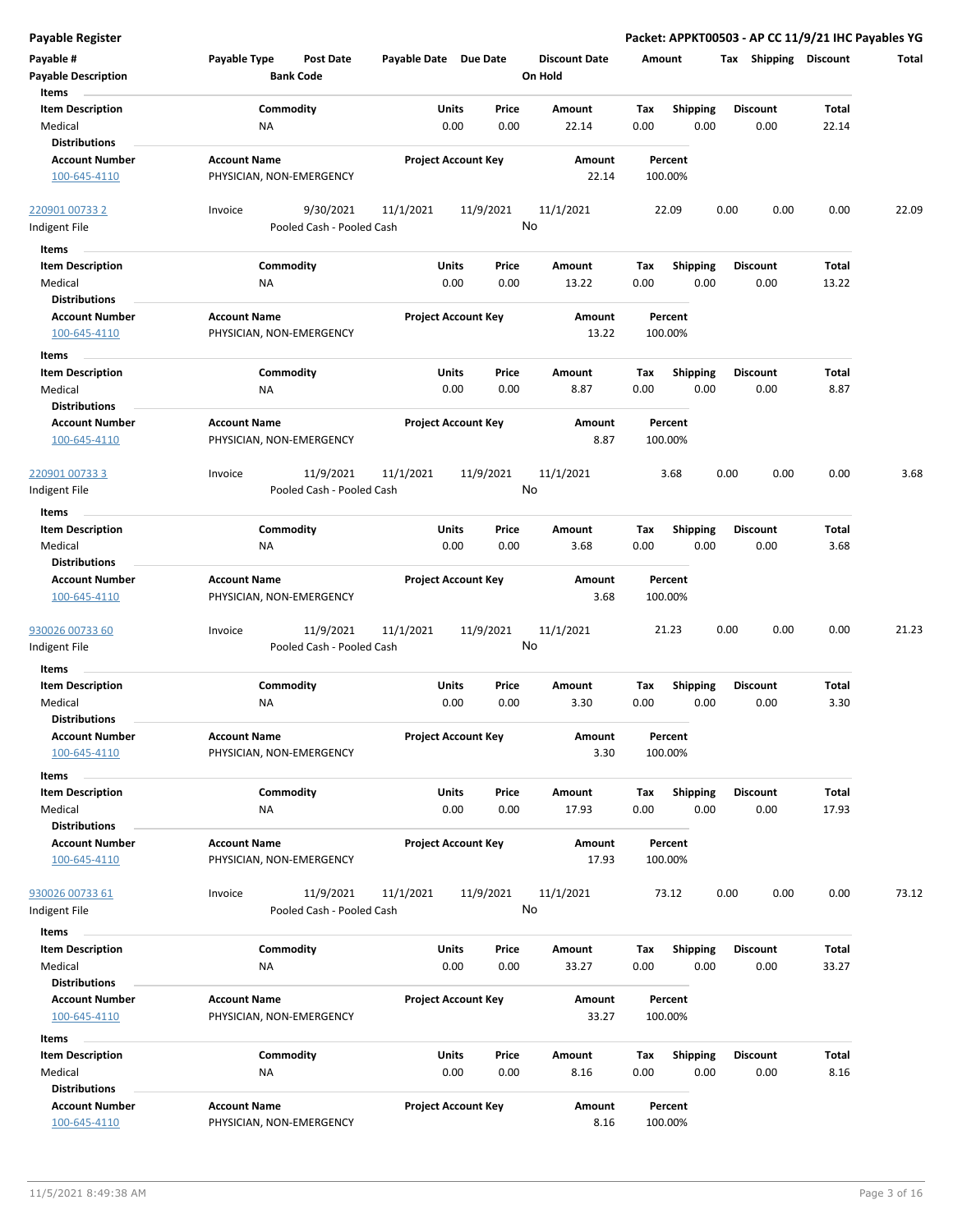**Payable Register** — Packet: APPKT00503 - AP CC 11/9/21 IHC Payables YG

| Payable # / Payable Description | Payable Type | Post Date / Bank Code | Payable Date | Due Date | Discount Date / On Hold | Amount | Tax | Shipping | Discount | Total |
|---|---|---|---|---|---|---|---|---|---|---|

**Items**

| Item Description | Commodity | Units | Price | Amount | Tax | Shipping | Discount | Total |
|---|---|---|---|---|---|---|---|---|
| Medical | NA | 0.00 | 0.00 | 22.14 | 0.00 | 0.00 | 0.00 | 22.14 |

**Distributions**

| Account Number | Account Name | Project Account Key | Amount | Percent |
|---|---|---|---|---|
| 100-645-4110 | PHYSICIAN, NON-EMERGENCY | | 22.14 | 100.00% |

---

| Payable # | Payable Type | Post Date | Payable Date | Due Date | Discount Date | Amount | Tax | Shipping | Discount | Total |
|---|---|---|---|---|---|---|---|---|---|---|
| 220901 00733 2 | Invoice | 9/30/2021 | 11/1/2021 | 11/9/2021 | 11/1/2021 | 22.09 | 0.00 | 0.00 | 0.00 | 22.09 |
| Indigent File | | Pooled Cash - Pooled Cash | | | No | | | | | |

**Items**

| Item Description | Commodity | Units | Price | Amount | Tax | Shipping | Discount | Total |
|---|---|---|---|---|---|---|---|---|
| Medical | NA | 0.00 | 0.00 | 13.22 | 0.00 | 0.00 | 0.00 | 13.22 |

**Distributions**

| Account Number | Account Name | Project Account Key | Amount | Percent |
|---|---|---|---|---|
| 100-645-4110 | PHYSICIAN, NON-EMERGENCY | | 13.22 | 100.00% |

**Items**

| Item Description | Commodity | Units | Price | Amount | Tax | Shipping | Discount | Total |
|---|---|---|---|---|---|---|---|---|
| Medical | NA | 0.00 | 0.00 | 8.87 | 0.00 | 0.00 | 0.00 | 8.87 |

**Distributions**

| Account Number | Account Name | Project Account Key | Amount | Percent |
|---|---|---|---|---|
| 100-645-4110 | PHYSICIAN, NON-EMERGENCY | | 8.87 | 100.00% |

---

| Payable # | Payable Type | Post Date | Payable Date | Due Date | Discount Date | Amount | Tax | Shipping | Discount | Total |
|---|---|---|---|---|---|---|---|---|---|---|
| 220901 00733 3 | Invoice | 11/9/2021 | 11/1/2021 | 11/9/2021 | 11/1/2021 | 3.68 | 0.00 | 0.00 | 0.00 | 3.68 |
| Indigent File | | Pooled Cash - Pooled Cash | | | No | | | | | |

**Items**

| Item Description | Commodity | Units | Price | Amount | Tax | Shipping | Discount | Total |
|---|---|---|---|---|---|---|---|---|
| Medical | NA | 0.00 | 0.00 | 3.68 | 0.00 | 0.00 | 0.00 | 3.68 |

**Distributions**

| Account Number | Account Name | Project Account Key | Amount | Percent |
|---|---|---|---|---|
| 100-645-4110 | PHYSICIAN, NON-EMERGENCY | | 3.68 | 100.00% |

---

| Payable # | Payable Type | Post Date | Payable Date | Due Date | Discount Date | Amount | Tax | Shipping | Discount | Total |
|---|---|---|---|---|---|---|---|---|---|---|
| 930026 00733 60 | Invoice | 11/9/2021 | 11/1/2021 | 11/9/2021 | 11/1/2021 | 21.23 | 0.00 | 0.00 | 0.00 | 21.23 |
| Indigent File | | Pooled Cash - Pooled Cash | | | No | | | | | |

**Items**

| Item Description | Commodity | Units | Price | Amount | Tax | Shipping | Discount | Total |
|---|---|---|---|---|---|---|---|---|
| Medical | NA | 0.00 | 0.00 | 3.30 | 0.00 | 0.00 | 0.00 | 3.30 |

**Distributions**

| Account Number | Account Name | Project Account Key | Amount | Percent |
|---|---|---|---|---|
| 100-645-4110 | PHYSICIAN, NON-EMERGENCY | | 3.30 | 100.00% |

**Items**

| Item Description | Commodity | Units | Price | Amount | Tax | Shipping | Discount | Total |
|---|---|---|---|---|---|---|---|---|
| Medical | NA | 0.00 | 0.00 | 17.93 | 0.00 | 0.00 | 0.00 | 17.93 |

**Distributions**

| Account Number | Account Name | Project Account Key | Amount | Percent |
|---|---|---|---|---|
| 100-645-4110 | PHYSICIAN, NON-EMERGENCY | | 17.93 | 100.00% |

---

| Payable # | Payable Type | Post Date | Payable Date | Due Date | Discount Date | Amount | Tax | Shipping | Discount | Total |
|---|---|---|---|---|---|---|---|---|---|---|
| 930026 00733 61 | Invoice | 11/9/2021 | 11/1/2021 | 11/9/2021 | 11/1/2021 | 73.12 | 0.00 | 0.00 | 0.00 | 73.12 |
| Indigent File | | Pooled Cash - Pooled Cash | | | No | | | | | |

**Items**

| Item Description | Commodity | Units | Price | Amount | Tax | Shipping | Discount | Total |
|---|---|---|---|---|---|---|---|---|
| Medical | NA | 0.00 | 0.00 | 33.27 | 0.00 | 0.00 | 0.00 | 33.27 |

**Distributions**

| Account Number | Account Name | Project Account Key | Amount | Percent |
|---|---|---|---|---|
| 100-645-4110 | PHYSICIAN, NON-EMERGENCY | | 33.27 | 100.00% |

**Items**

| Item Description | Commodity | Units | Price | Amount | Tax | Shipping | Discount | Total |
|---|---|---|---|---|---|---|---|---|
| Medical | NA | 0.00 | 0.00 | 8.16 | 0.00 | 0.00 | 0.00 | 8.16 |

**Distributions**

| Account Number | Account Name | Project Account Key | Amount | Percent |
|---|---|---|---|---|
| 100-645-4110 | PHYSICIAN, NON-EMERGENCY | | 8.16 | 100.00% |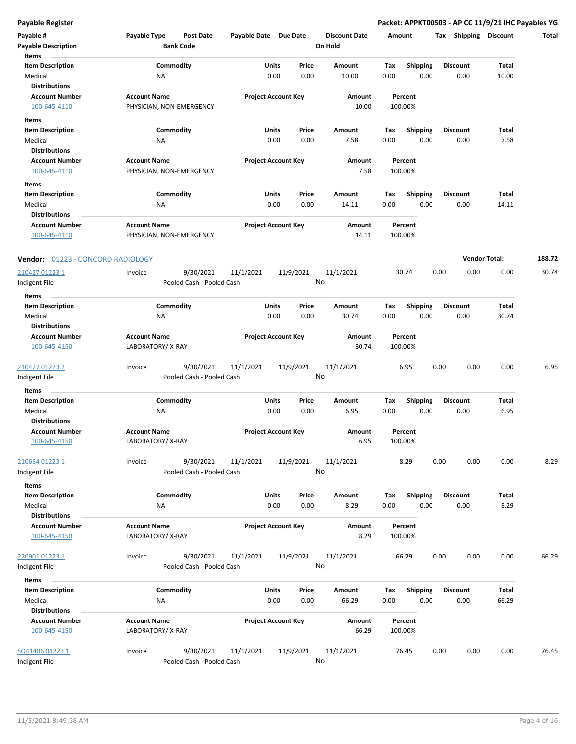**Payable Register** — **Packet: APPKT00503 - AP CC 11/9/21 IHC Payables YG**

| Payable # | Payable Type | Post Date | Payable Date | Due Date | Discount Date | Amount | Tax | Shipping | Discount | Total |
|---|---|---|---|---|---|---|---|---|---|---|
| Payable Description | | Bank Code | | | On Hold | | | | | |

**Items**

| Item Description | Commodity | Units | Price | Amount | Tax | Shipping | Discount | Total |
|---|---|---|---|---|---|---|---|---|
| Medical | NA | 0.00 | 0.00 | 10.00 | 0.00 | 0.00 | 0.00 | 10.00 |

**Distributions**

| Account Number | Account Name | Project Account Key | Amount | Percent |
|---|---|---|---|---|
| 100-645-4110 | PHYSICIAN, NON-EMERGENCY | | 10.00 | 100.00% |

**Items**

| Item Description | Commodity | Units | Price | Amount | Tax | Shipping | Discount | Total |
|---|---|---|---|---|---|---|---|---|
| Medical | NA | 0.00 | 0.00 | 7.58 | 0.00 | 0.00 | 0.00 | 7.58 |

**Distributions**

| Account Number | Account Name | Project Account Key | Amount | Percent |
|---|---|---|---|---|
| 100-645-4110 | PHYSICIAN, NON-EMERGENCY | | 7.58 | 100.00% |

**Items**

| Item Description | Commodity | Units | Price | Amount | Tax | Shipping | Discount | Total |
|---|---|---|---|---|---|---|---|---|
| Medical | NA | 0.00 | 0.00 | 14.11 | 0.00 | 0.00 | 0.00 | 14.11 |

**Distributions**

| Account Number | Account Name | Project Account Key | Amount | Percent |
|---|---|---|---|---|
| 100-645-4110 | PHYSICIAN, NON-EMERGENCY | | 14.11 | 100.00% |

---

**Vendor:** 01223 - CONCORD RADIOLOGY — **Vendor Total: 188.72**

| Payable # | Payable Type | Post Date | Payable Date | Due Date | Discount Date | Amount | Tax | Shipping | Discount | Total |
|---|---|---|---|---|---|---|---|---|---|---|
| 210427 01223 1 | Invoice | 9/30/2021 | 11/1/2021 | 11/9/2021 | 11/1/2021 | 30.74 | 0.00 | 0.00 | 0.00 | 30.74 |
| Indigent File | | Pooled Cash - Pooled Cash | | | No | | | | | |

**Items**

| Item Description | Commodity | Units | Price | Amount | Tax | Shipping | Discount | Total |
|---|---|---|---|---|---|---|---|---|
| Medical | NA | 0.00 | 0.00 | 30.74 | 0.00 | 0.00 | 0.00 | 30.74 |

**Distributions**

| Account Number | Account Name | Project Account Key | Amount | Percent |
|---|---|---|---|---|
| 100-645-4150 | LABORATORY/ X-RAY | | 30.74 | 100.00% |

| Payable # | Payable Type | Post Date | Payable Date | Due Date | Discount Date | Amount | Tax | Shipping | Discount | Total |
|---|---|---|---|---|---|---|---|---|---|---|
| 210427 01223 2 | Invoice | 9/30/2021 | 11/1/2021 | 11/9/2021 | 11/1/2021 | 6.95 | 0.00 | 0.00 | 0.00 | 6.95 |
| Indigent File | | Pooled Cash - Pooled Cash | | | No | | | | | |

**Items**

| Item Description | Commodity | Units | Price | Amount | Tax | Shipping | Discount | Total |
|---|---|---|---|---|---|---|---|---|
| Medical | NA | 0.00 | 0.00 | 6.95 | 0.00 | 0.00 | 0.00 | 6.95 |

**Distributions**

| Account Number | Account Name | Project Account Key | Amount | Percent |
|---|---|---|---|---|
| 100-645-4150 | LABORATORY/ X-RAY | | 6.95 | 100.00% |

| Payable # | Payable Type | Post Date | Payable Date | Due Date | Discount Date | Amount | Tax | Shipping | Discount | Total |
|---|---|---|---|---|---|---|---|---|---|---|
| 210634 01223 1 | Invoice | 9/30/2021 | 11/1/2021 | 11/9/2021 | 11/1/2021 | 8.29 | 0.00 | 0.00 | 0.00 | 8.29 |
| Indigent File | | Pooled Cash - Pooled Cash | | | No | | | | | |

**Items**

| Item Description | Commodity | Units | Price | Amount | Tax | Shipping | Discount | Total |
|---|---|---|---|---|---|---|---|---|
| Medical | NA | 0.00 | 0.00 | 8.29 | 0.00 | 0.00 | 0.00 | 8.29 |

**Distributions**

| Account Number | Account Name | Project Account Key | Amount | Percent |
|---|---|---|---|---|
| 100-645-4150 | LABORATORY/ X-RAY | | 8.29 | 100.00% |

| Payable # | Payable Type | Post Date | Payable Date | Due Date | Discount Date | Amount | Tax | Shipping | Discount | Total |
|---|---|---|---|---|---|---|---|---|---|---|
| 220901 01223 1 | Invoice | 9/30/2021 | 11/1/2021 | 11/9/2021 | 11/1/2021 | 66.29 | 0.00 | 0.00 | 0.00 | 66.29 |
| Indigent File | | Pooled Cash - Pooled Cash | | | No | | | | | |

**Items**

| Item Description | Commodity | Units | Price | Amount | Tax | Shipping | Discount | Total |
|---|---|---|---|---|---|---|---|---|
| Medical | NA | 0.00 | 0.00 | 66.29 | 0.00 | 0.00 | 0.00 | 66.29 |

**Distributions**

| Account Number | Account Name | Project Account Key | Amount | Percent |
|---|---|---|---|---|
| 100-645-4150 | LABORATORY/ X-RAY | | 66.29 | 100.00% |

| Payable # | Payable Type | Post Date | Payable Date | Due Date | Discount Date | Amount | Tax | Shipping | Discount | Total |
|---|---|---|---|---|---|---|---|---|---|---|
| SO41406 01223 1 | Invoice | 9/30/2021 | 11/1/2021 | 11/9/2021 | 11/1/2021 | 76.45 | 0.00 | 0.00 | 0.00 | 76.45 |
| Indigent File | | Pooled Cash - Pooled Cash | | | No | | | | | |

11/5/2021 8:49:38 AM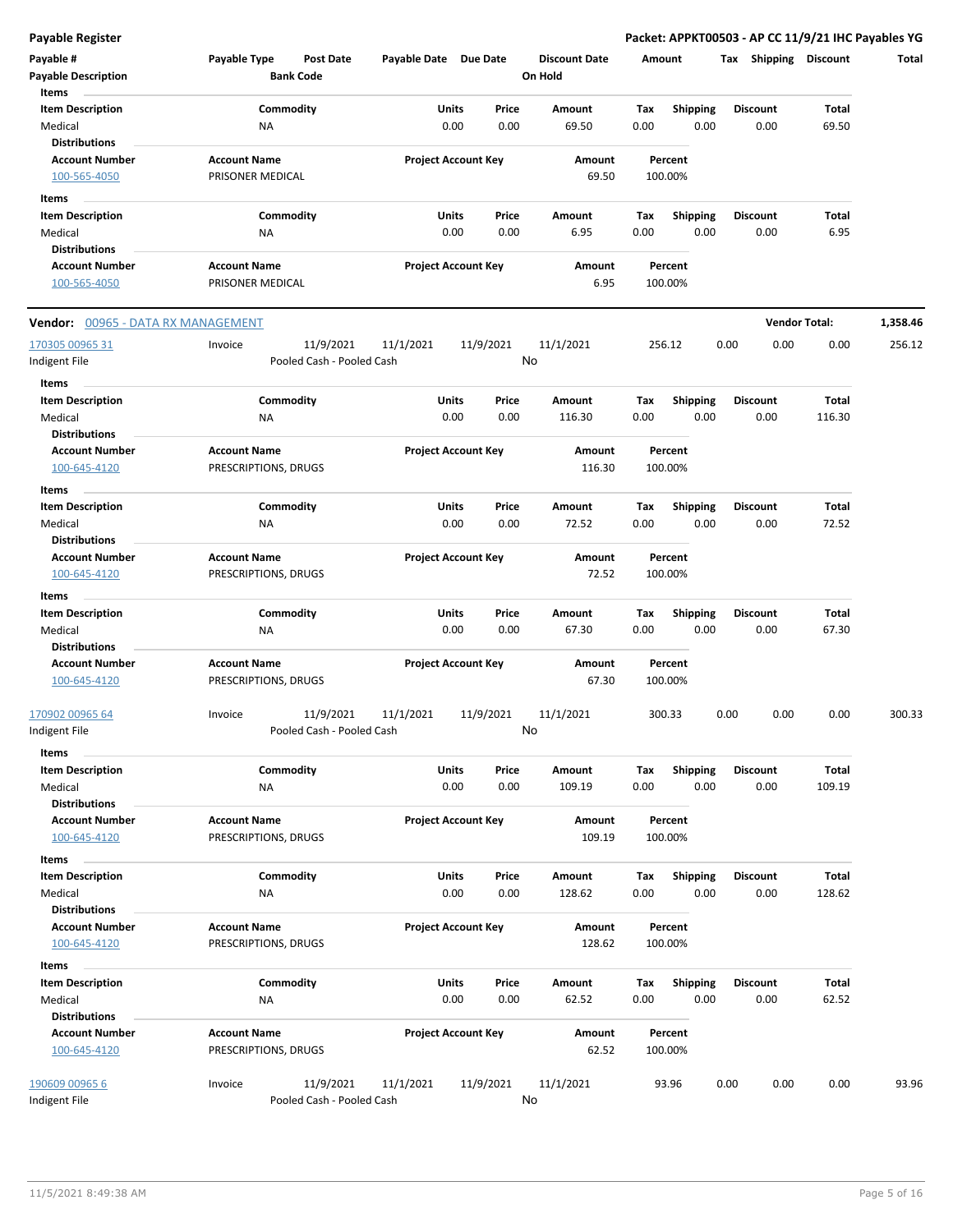**Payable Register** — **Packet: APPKT00503 - AP CC 11/9/21 IHC Payables YG**

| Payable # | Payable Type | Post Date | Payable Date | Due Date | Discount Date | Amount | Tax | Shipping | Discount | Total |
|---|---|---|---|---|---|---|---|---|---|---|
| Payable Description | | Bank Code | | | On Hold | | | | | |

**Items**

| Item Description | Commodity | Units | Price | Amount | Tax | Shipping | Discount | Total |
|---|---|---|---|---|---|---|---|---|
| Medical | NA | 0.00 | 0.00 | 69.50 | 0.00 | 0.00 | 0.00 | 69.50 |

**Distributions**

| Account Number | Account Name | Project Account Key | Amount | Percent |
|---|---|---|---|---|
| 100-565-4050 | PRISONER MEDICAL | | 69.50 | 100.00% |

**Items**

| Item Description | Commodity | Units | Price | Amount | Tax | Shipping | Discount | Total |
|---|---|---|---|---|---|---|---|---|
| Medical | NA | 0.00 | 0.00 | 6.95 | 0.00 | 0.00 | 0.00 | 6.95 |

**Distributions**

| Account Number | Account Name | Project Account Key | Amount | Percent |
|---|---|---|---|---|
| 100-565-4050 | PRISONER MEDICAL | | 6.95 | 100.00% |

## Vendor: 00965 - DATA RX MANAGEMENT — Vendor Total: 1,358.46

| Payable # | Payable Type | Post Date | Payable Date | Due Date | Discount Date | Amount | Tax | Shipping | Discount | Total |
|---|---|---|---|---|---|---|---|---|---|---|
| 170305 00965 31 | Invoice | 11/9/2021 | 11/1/2021 | 11/9/2021 | 11/1/2021 | 256.12 | 0.00 | 0.00 | 0.00 | 256.12 |
| Indigent File | | Pooled Cash - Pooled Cash | | | No | | | | | |

**Items**

| Item Description | Commodity | Units | Price | Amount | Tax | Shipping | Discount | Total |
|---|---|---|---|---|---|---|---|---|
| Medical | NA | 0.00 | 0.00 | 116.30 | 0.00 | 0.00 | 0.00 | 116.30 |

**Distributions**

| Account Number | Account Name | Project Account Key | Amount | Percent |
|---|---|---|---|---|
| 100-645-4120 | PRESCRIPTIONS, DRUGS | | 116.30 | 100.00% |

**Items**

| Item Description | Commodity | Units | Price | Amount | Tax | Shipping | Discount | Total |
|---|---|---|---|---|---|---|---|---|
| Medical | NA | 0.00 | 0.00 | 72.52 | 0.00 | 0.00 | 0.00 | 72.52 |

**Distributions**

| Account Number | Account Name | Project Account Key | Amount | Percent |
|---|---|---|---|---|
| 100-645-4120 | PRESCRIPTIONS, DRUGS | | 72.52 | 100.00% |

**Items**

| Item Description | Commodity | Units | Price | Amount | Tax | Shipping | Discount | Total |
|---|---|---|---|---|---|---|---|---|
| Medical | NA | 0.00 | 0.00 | 67.30 | 0.00 | 0.00 | 0.00 | 67.30 |

**Distributions**

| Account Number | Account Name | Project Account Key | Amount | Percent |
|---|---|---|---|---|
| 100-645-4120 | PRESCRIPTIONS, DRUGS | | 67.30 | 100.00% |

| Payable # | Payable Type | Post Date | Payable Date | Due Date | Discount Date | Amount | Tax | Shipping | Discount | Total |
|---|---|---|---|---|---|---|---|---|---|---|
| 170902 00965 64 | Invoice | 11/9/2021 | 11/1/2021 | 11/9/2021 | 11/1/2021 | 300.33 | 0.00 | 0.00 | 0.00 | 300.33 |
| Indigent File | | Pooled Cash - Pooled Cash | | | No | | | | | |

**Items**

| Item Description | Commodity | Units | Price | Amount | Tax | Shipping | Discount | Total |
|---|---|---|---|---|---|---|---|---|
| Medical | NA | 0.00 | 0.00 | 109.19 | 0.00 | 0.00 | 0.00 | 109.19 |

**Distributions**

| Account Number | Account Name | Project Account Key | Amount | Percent |
|---|---|---|---|---|
| 100-645-4120 | PRESCRIPTIONS, DRUGS | | 109.19 | 100.00% |

**Items**

| Item Description | Commodity | Units | Price | Amount | Tax | Shipping | Discount | Total |
|---|---|---|---|---|---|---|---|---|
| Medical | NA | 0.00 | 0.00 | 128.62 | 0.00 | 0.00 | 0.00 | 128.62 |

**Distributions**

| Account Number | Account Name | Project Account Key | Amount | Percent |
|---|---|---|---|---|
| 100-645-4120 | PRESCRIPTIONS, DRUGS | | 128.62 | 100.00% |

**Items**

| Item Description | Commodity | Units | Price | Amount | Tax | Shipping | Discount | Total |
|---|---|---|---|---|---|---|---|---|
| Medical | NA | 0.00 | 0.00 | 62.52 | 0.00 | 0.00 | 0.00 | 62.52 |

**Distributions**

| Account Number | Account Name | Project Account Key | Amount | Percent |
|---|---|---|---|---|
| 100-645-4120 | PRESCRIPTIONS, DRUGS | | 62.52 | 100.00% |

| Payable # | Payable Type | Post Date | Payable Date | Due Date | Discount Date | Amount | Tax | Shipping | Discount | Total |
|---|---|---|---|---|---|---|---|---|---|---|
| 190609 00965 6 | Invoice | 11/9/2021 | 11/1/2021 | 11/9/2021 | 11/1/2021 | 93.96 | 0.00 | 0.00 | 0.00 | 93.96 |
| Indigent File | | Pooled Cash - Pooled Cash | | | No | | | | | |

11/5/2021 8:49:38 AM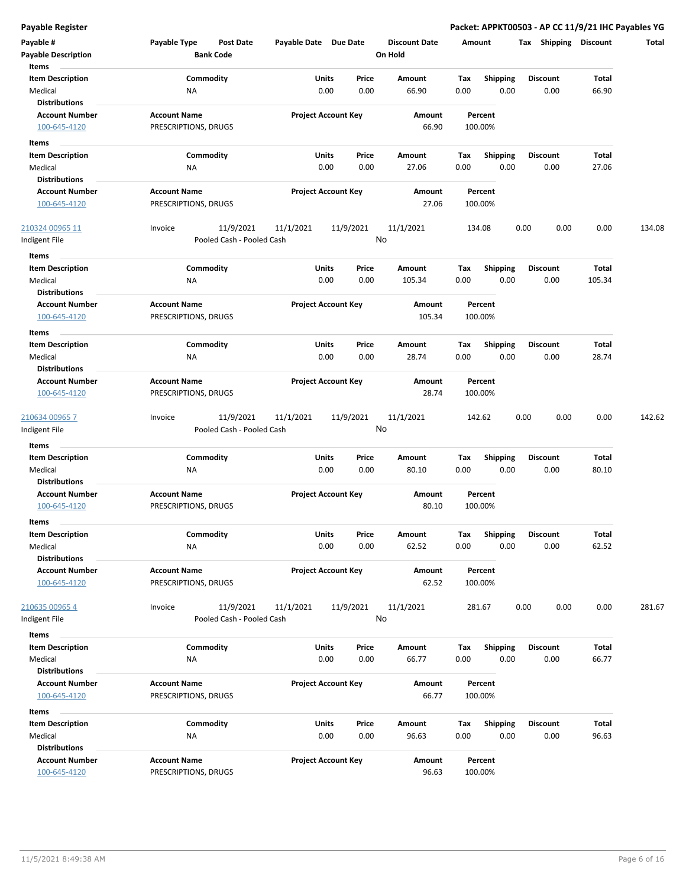**Payable Register** **Packet: APPKT00503 - AP CC 11/9/21 IHC Payables YG**

| Payable # | Payable Type | Post Date | Payable Date | Due Date | Discount Date | Amount | Tax | Shipping | Discount | Total |
|---|---|---|---|---|---|---|---|---|---|---|
| **Payable Description** | | **Bank Code** | | | **On Hold** | | | | | |

**Items**

| Item Description | Commodity | Units | Price | Amount | Tax | Shipping | Discount | Total |
|---|---|---|---|---|---|---|---|---|
| Medical | NA | 0.00 | 0.00 | 66.90 | 0.00 | 0.00 | 0.00 | 66.90 |

**Distributions**

| Account Number | Account Name | Project Account Key | Amount | Percent |
|---|---|---|---|---|
| 100-645-4120 | PRESCRIPTIONS, DRUGS | | 66.90 | 100.00% |

**Items**

| Item Description | Commodity | Units | Price | Amount | Tax | Shipping | Discount | Total |
|---|---|---|---|---|---|---|---|---|
| Medical | NA | 0.00 | 0.00 | 27.06 | 0.00 | 0.00 | 0.00 | 27.06 |

**Distributions**

| Account Number | Account Name | Project Account Key | Amount | Percent |
|---|---|---|---|---|
| 100-645-4120 | PRESCRIPTIONS, DRUGS | | 27.06 | 100.00% |

| Payable # | Payable Type | Post Date | Payable Date | Due Date | Discount Date | Amount | Tax | Shipping | Discount | Total |
|---|---|---|---|---|---|---|---|---|---|---|
| 210324 00965 11 | Invoice | 11/9/2021 | 11/1/2021 | 11/9/2021 | 11/1/2021 | 134.08 | 0.00 | 0.00 | 0.00 | 134.08 |
| Indigent File | | Pooled Cash - Pooled Cash | | | No | | | | | |

**Items**

| Item Description | Commodity | Units | Price | Amount | Tax | Shipping | Discount | Total |
|---|---|---|---|---|---|---|---|---|
| Medical | NA | 0.00 | 0.00 | 105.34 | 0.00 | 0.00 | 0.00 | 105.34 |

**Distributions**

| Account Number | Account Name | Project Account Key | Amount | Percent |
|---|---|---|---|---|
| 100-645-4120 | PRESCRIPTIONS, DRUGS | | 105.34 | 100.00% |

**Items**

| Item Description | Commodity | Units | Price | Amount | Tax | Shipping | Discount | Total |
|---|---|---|---|---|---|---|---|---|
| Medical | NA | 0.00 | 0.00 | 28.74 | 0.00 | 0.00 | 0.00 | 28.74 |

**Distributions**

| Account Number | Account Name | Project Account Key | Amount | Percent |
|---|---|---|---|---|
| 100-645-4120 | PRESCRIPTIONS, DRUGS | | 28.74 | 100.00% |

| Payable # | Payable Type | Post Date | Payable Date | Due Date | Discount Date | Amount | Tax | Shipping | Discount | Total |
|---|---|---|---|---|---|---|---|---|---|---|
| 210634 00965 7 | Invoice | 11/9/2021 | 11/1/2021 | 11/9/2021 | 11/1/2021 | 142.62 | 0.00 | 0.00 | 0.00 | 142.62 |
| Indigent File | | Pooled Cash - Pooled Cash | | | No | | | | | |

**Items**

| Item Description | Commodity | Units | Price | Amount | Tax | Shipping | Discount | Total |
|---|---|---|---|---|---|---|---|---|
| Medical | NA | 0.00 | 0.00 | 80.10 | 0.00 | 0.00 | 0.00 | 80.10 |

**Distributions**

| Account Number | Account Name | Project Account Key | Amount | Percent |
|---|---|---|---|---|
| 100-645-4120 | PRESCRIPTIONS, DRUGS | | 80.10 | 100.00% |

**Items**

| Item Description | Commodity | Units | Price | Amount | Tax | Shipping | Discount | Total |
|---|---|---|---|---|---|---|---|---|
| Medical | NA | 0.00 | 0.00 | 62.52 | 0.00 | 0.00 | 0.00 | 62.52 |

**Distributions**

| Account Number | Account Name | Project Account Key | Amount | Percent |
|---|---|---|---|---|
| 100-645-4120 | PRESCRIPTIONS, DRUGS | | 62.52 | 100.00% |

| Payable # | Payable Type | Post Date | Payable Date | Due Date | Discount Date | Amount | Tax | Shipping | Discount | Total |
|---|---|---|---|---|---|---|---|---|---|---|
| 210635 00965 4 | Invoice | 11/9/2021 | 11/1/2021 | 11/9/2021 | 11/1/2021 | 281.67 | 0.00 | 0.00 | 0.00 | 281.67 |
| Indigent File | | Pooled Cash - Pooled Cash | | | No | | | | | |

**Items**

| Item Description | Commodity | Units | Price | Amount | Tax | Shipping | Discount | Total |
|---|---|---|---|---|---|---|---|---|
| Medical | NA | 0.00 | 0.00 | 66.77 | 0.00 | 0.00 | 0.00 | 66.77 |

**Distributions**

| Account Number | Account Name | Project Account Key | Amount | Percent |
|---|---|---|---|---|
| 100-645-4120 | PRESCRIPTIONS, DRUGS | | 66.77 | 100.00% |

**Items**

| Item Description | Commodity | Units | Price | Amount | Tax | Shipping | Discount | Total |
|---|---|---|---|---|---|---|---|---|
| Medical | NA | 0.00 | 0.00 | 96.63 | 0.00 | 0.00 | 0.00 | 96.63 |

**Distributions**

| Account Number | Account Name | Project Account Key | Amount | Percent |
|---|---|---|---|---|
| 100-645-4120 | PRESCRIPTIONS, DRUGS | | 96.63 | 100.00% |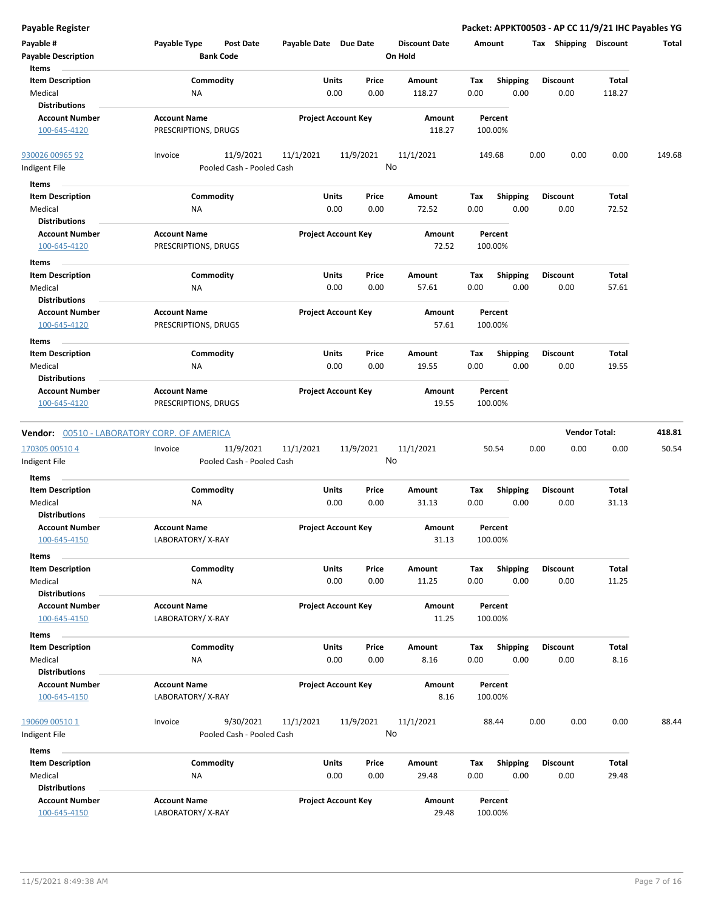# Payable Register

**Packet: APPKT00503 - AP CC 11/9/21 IHC Payables YG**

| Payable # | Payable Type | Post Date | Payable Date | Due Date | Discount Date | Amount | Tax | Shipping | Discount | Total |
|---|---|---|---|---|---|---|---|---|---|---|
| Payable Description | | Bank Code | | | On Hold | | | | | |

**Items**

| Item Description | Commodity | Units | Price | Amount | Tax | Shipping | Discount | Total |
|---|---|---|---|---|---|---|---|---|
| Medical | NA | 0.00 | 0.00 | 118.27 | 0.00 | 0.00 | 0.00 | 118.27 |

**Distributions**

| Account Number | Account Name | Project Account Key | Amount | Percent |
|---|---|---|---|---|
| 100-645-4120 | PRESCRIPTIONS, DRUGS | | 118.27 | 100.00% |

| Payable # | Payable Type | Post Date | Payable Date | Due Date | Discount Date | Amount | Tax | Shipping | Discount | Total |
|---|---|---|---|---|---|---|---|---|---|---|
| 930026 00965 92 | Invoice | 11/9/2021 | 11/1/2021 | 11/9/2021 | 11/1/2021 | 149.68 | 0.00 | 0.00 | 0.00 | 149.68 |
| Indigent File | | Pooled Cash - Pooled Cash | | | No | | | | | |

**Items**

| Item Description | Commodity | Units | Price | Amount | Tax | Shipping | Discount | Total |
|---|---|---|---|---|---|---|---|---|
| Medical | NA | 0.00 | 0.00 | 72.52 | 0.00 | 0.00 | 0.00 | 72.52 |

**Distributions**

| Account Number | Account Name | Project Account Key | Amount | Percent |
|---|---|---|---|---|
| 100-645-4120 | PRESCRIPTIONS, DRUGS | | 72.52 | 100.00% |

**Items**

| Item Description | Commodity | Units | Price | Amount | Tax | Shipping | Discount | Total |
|---|---|---|---|---|---|---|---|---|
| Medical | NA | 0.00 | 0.00 | 57.61 | 0.00 | 0.00 | 0.00 | 57.61 |

**Distributions**

| Account Number | Account Name | Project Account Key | Amount | Percent |
|---|---|---|---|---|
| 100-645-4120 | PRESCRIPTIONS, DRUGS | | 57.61 | 100.00% |

**Items**

| Item Description | Commodity | Units | Price | Amount | Tax | Shipping | Discount | Total |
|---|---|---|---|---|---|---|---|---|
| Medical | NA | 0.00 | 0.00 | 19.55 | 0.00 | 0.00 | 0.00 | 19.55 |

**Distributions**

| Account Number | Account Name | Project Account Key | Amount | Percent |
|---|---|---|---|---|
| 100-645-4120 | PRESCRIPTIONS, DRUGS | | 19.55 | 100.00% |

**Vendor:** 00510 - LABORATORY CORP. OF AMERICA — **Vendor Total: 418.81**

| Payable # | Payable Type | Post Date | Payable Date | Due Date | Discount Date | Amount | Tax | Shipping | Discount | Total |
|---|---|---|---|---|---|---|---|---|---|---|
| 170305 00510 4 | Invoice | 11/9/2021 | 11/1/2021 | 11/9/2021 | 11/1/2021 | 50.54 | 0.00 | 0.00 | 0.00 | 50.54 |
| Indigent File | | Pooled Cash - Pooled Cash | | | No | | | | | |

**Items**

| Item Description | Commodity | Units | Price | Amount | Tax | Shipping | Discount | Total |
|---|---|---|---|---|---|---|---|---|
| Medical | NA | 0.00 | 0.00 | 31.13 | 0.00 | 0.00 | 0.00 | 31.13 |

**Distributions**

| Account Number | Account Name | Project Account Key | Amount | Percent |
|---|---|---|---|---|
| 100-645-4150 | LABORATORY/ X-RAY | | 31.13 | 100.00% |

**Items**

| Item Description | Commodity | Units | Price | Amount | Tax | Shipping | Discount | Total |
|---|---|---|---|---|---|---|---|---|
| Medical | NA | 0.00 | 0.00 | 11.25 | 0.00 | 0.00 | 0.00 | 11.25 |

**Distributions**

| Account Number | Account Name | Project Account Key | Amount | Percent |
|---|---|---|---|---|
| 100-645-4150 | LABORATORY/ X-RAY | | 11.25 | 100.00% |

**Items**

| Item Description | Commodity | Units | Price | Amount | Tax | Shipping | Discount | Total |
|---|---|---|---|---|---|---|---|---|
| Medical | NA | 0.00 | 0.00 | 8.16 | 0.00 | 0.00 | 0.00 | 8.16 |

**Distributions**

| Account Number | Account Name | Project Account Key | Amount | Percent |
|---|---|---|---|---|
| 100-645-4150 | LABORATORY/ X-RAY | | 8.16 | 100.00% |

| Payable # | Payable Type | Post Date | Payable Date | Due Date | Discount Date | Amount | Tax | Shipping | Discount | Total |
|---|---|---|---|---|---|---|---|---|---|---|
| 190609 00510 1 | Invoice | 9/30/2021 | 11/1/2021 | 11/9/2021 | 11/1/2021 | 88.44 | 0.00 | 0.00 | 0.00 | 88.44 |
| Indigent File | | Pooled Cash - Pooled Cash | | | No | | | | | |

**Items**

| Item Description | Commodity | Units | Price | Amount | Tax | Shipping | Discount | Total |
|---|---|---|---|---|---|---|---|---|
| Medical | NA | 0.00 | 0.00 | 29.48 | 0.00 | 0.00 | 0.00 | 29.48 |

**Distributions**

| Account Number | Account Name | Project Account Key | Amount | Percent |
|---|---|---|---|---|
| 100-645-4150 | LABORATORY/ X-RAY | | 29.48 | 100.00% |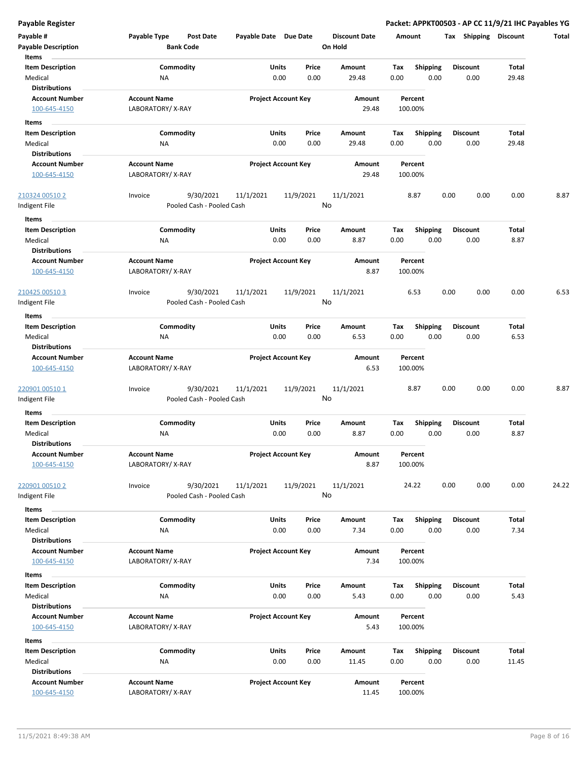# Payable Register

**Packet: APPKT00503 - AP CC 11/9/21 IHC Payables YG**

| Payable # | Payable Type | Post Date | Payable Date | Due Date | Discount Date | Amount | Tax | Shipping | Discount | Total |
|---|---|---|---|---|---|---|---|---|---|---|
| **Payable Description** | | **Bank Code** | | | **On Hold** | | | | | |

**Items**

| Item Description | Commodity | Units | Price | Amount | Tax | Shipping | Discount | Total |
|---|---|---|---|---|---|---|---|---|
| Medical | NA | 0.00 | 0.00 | 29.48 | 0.00 | 0.00 | 0.00 | 29.48 |

**Distributions**

| Account Number | Account Name | Project Account Key | Amount | Percent |
|---|---|---|---|---|
| 100-645-4150 | LABORATORY/ X-RAY | | 29.48 | 100.00% |

**Items**

| Item Description | Commodity | Units | Price | Amount | Tax | Shipping | Discount | Total |
|---|---|---|---|---|---|---|---|---|
| Medical | NA | 0.00 | 0.00 | 29.48 | 0.00 | 0.00 | 0.00 | 29.48 |

**Distributions**

| Account Number | Account Name | Project Account Key | Amount | Percent |
|---|---|---|---|---|
| 100-645-4150 | LABORATORY/ X-RAY | | 29.48 | 100.00% |

| Payable # | Payable Type | Post Date | Payable Date | Due Date | Discount Date | Amount | Tax | Shipping | Discount | Total |
|---|---|---|---|---|---|---|---|---|---|---|
| 210324 00510 2 | Invoice | 9/30/2021 | 11/1/2021 | 11/9/2021 | 11/1/2021 | 8.87 | 0.00 | 0.00 | 0.00 | 8.87 |
| Indigent File | | Pooled Cash - Pooled Cash | | | No | | | | | |

**Items**

| Item Description | Commodity | Units | Price | Amount | Tax | Shipping | Discount | Total |
|---|---|---|---|---|---|---|---|---|
| Medical | NA | 0.00 | 0.00 | 8.87 | 0.00 | 0.00 | 0.00 | 8.87 |

**Distributions**

| Account Number | Account Name | Project Account Key | Amount | Percent |
|---|---|---|---|---|
| 100-645-4150 | LABORATORY/ X-RAY | | 8.87 | 100.00% |

| Payable # | Payable Type | Post Date | Payable Date | Due Date | Discount Date | Amount | Tax | Shipping | Discount | Total |
|---|---|---|---|---|---|---|---|---|---|---|
| 210425 00510 3 | Invoice | 9/30/2021 | 11/1/2021 | 11/9/2021 | 11/1/2021 | 6.53 | 0.00 | 0.00 | 0.00 | 6.53 |
| Indigent File | | Pooled Cash - Pooled Cash | | | No | | | | | |

**Items**

| Item Description | Commodity | Units | Price | Amount | Tax | Shipping | Discount | Total |
|---|---|---|---|---|---|---|---|---|
| Medical | NA | 0.00 | 0.00 | 6.53 | 0.00 | 0.00 | 0.00 | 6.53 |

**Distributions**

| Account Number | Account Name | Project Account Key | Amount | Percent |
|---|---|---|---|---|
| 100-645-4150 | LABORATORY/ X-RAY | | 6.53 | 100.00% |

| Payable # | Payable Type | Post Date | Payable Date | Due Date | Discount Date | Amount | Tax | Shipping | Discount | Total |
|---|---|---|---|---|---|---|---|---|---|---|
| 220901 00510 1 | Invoice | 9/30/2021 | 11/1/2021 | 11/9/2021 | 11/1/2021 | 8.87 | 0.00 | 0.00 | 0.00 | 8.87 |
| Indigent File | | Pooled Cash - Pooled Cash | | | No | | | | | |

**Items**

| Item Description | Commodity | Units | Price | Amount | Tax | Shipping | Discount | Total |
|---|---|---|---|---|---|---|---|---|
| Medical | NA | 0.00 | 0.00 | 8.87 | 0.00 | 0.00 | 0.00 | 8.87 |

**Distributions**

| Account Number | Account Name | Project Account Key | Amount | Percent |
|---|---|---|---|---|
| 100-645-4150 | LABORATORY/ X-RAY | | 8.87 | 100.00% |

| Payable # | Payable Type | Post Date | Payable Date | Due Date | Discount Date | Amount | Tax | Shipping | Discount | Total |
|---|---|---|---|---|---|---|---|---|---|---|
| 220901 00510 2 | Invoice | 9/30/2021 | 11/1/2021 | 11/9/2021 | 11/1/2021 | 24.22 | 0.00 | 0.00 | 0.00 | 24.22 |
| Indigent File | | Pooled Cash - Pooled Cash | | | No | | | | | |

**Items**

| Item Description | Commodity | Units | Price | Amount | Tax | Shipping | Discount | Total |
|---|---|---|---|---|---|---|---|---|
| Medical | NA | 0.00 | 0.00 | 7.34 | 0.00 | 0.00 | 0.00 | 7.34 |

**Distributions**

| Account Number | Account Name | Project Account Key | Amount | Percent |
|---|---|---|---|---|
| 100-645-4150 | LABORATORY/ X-RAY | | 7.34 | 100.00% |

**Items**

| Item Description | Commodity | Units | Price | Amount | Tax | Shipping | Discount | Total |
|---|---|---|---|---|---|---|---|---|
| Medical | NA | 0.00 | 0.00 | 5.43 | 0.00 | 0.00 | 0.00 | 5.43 |

**Distributions**

| Account Number | Account Name | Project Account Key | Amount | Percent |
|---|---|---|---|---|
| 100-645-4150 | LABORATORY/ X-RAY | | 5.43 | 100.00% |

**Items**

| Item Description | Commodity | Units | Price | Amount | Tax | Shipping | Discount | Total |
|---|---|---|---|---|---|---|---|---|
| Medical | NA | 0.00 | 0.00 | 11.45 | 0.00 | 0.00 | 0.00 | 11.45 |

**Distributions**

| Account Number | Account Name | Project Account Key | Amount | Percent |
|---|---|---|---|---|
| 100-645-4150 | LABORATORY/ X-RAY | | 11.45 | 100.00% |

11/5/2021 8:49:38 AM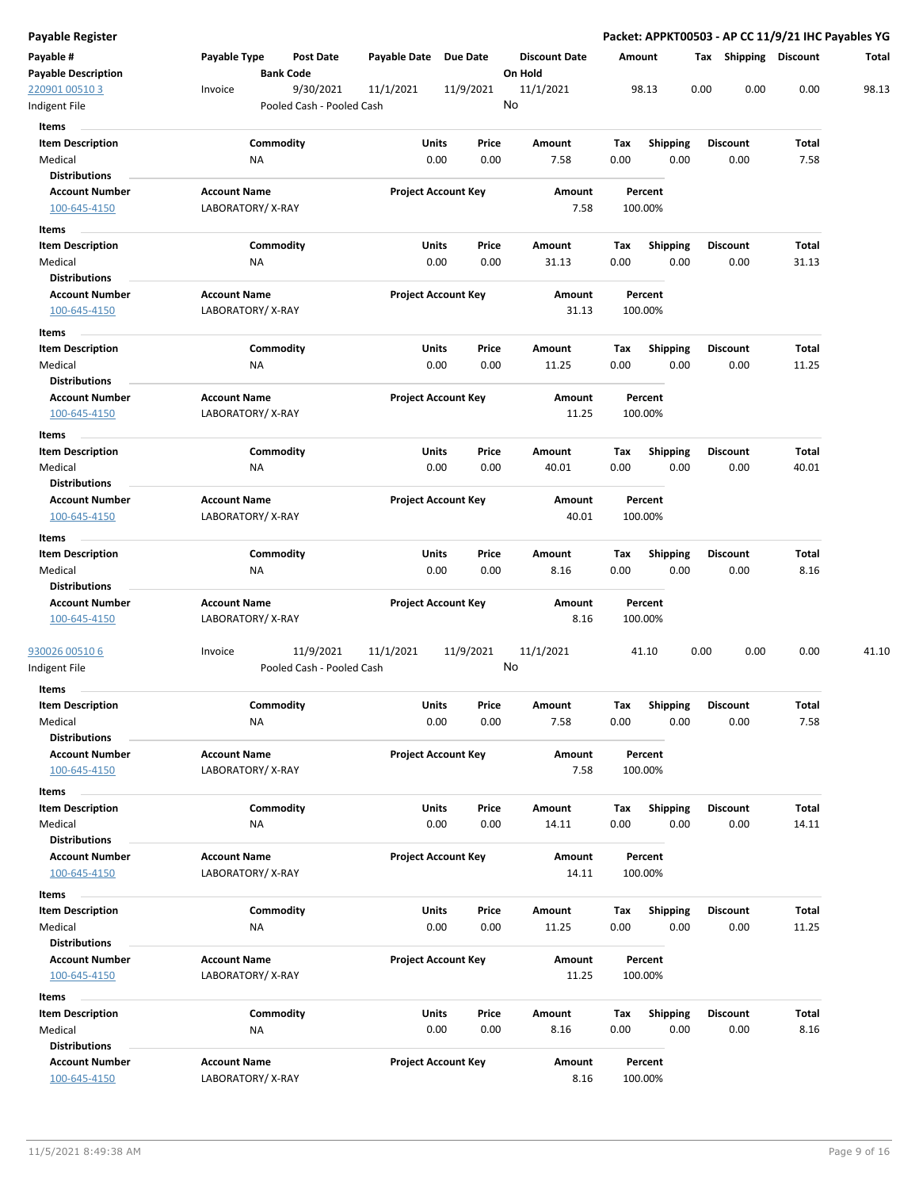# Payable Register

**Packet: APPKT00503 - AP CC 11/9/21 IHC Payables YG**

| Payable # | Payable Type | Post Date | Payable Date | Due Date | Discount Date | Amount | Tax | Shipping | Discount | Total |
|---|---|---|---|---|---|---|---|---|---|---|
| **Payable Description** | | **Bank Code** | | | **On Hold** | | | | | |
| 220901 00510 3 | Invoice | 9/30/2021 | 11/1/2021 | 11/9/2021 | 11/1/2021 | 98.13 | 0.00 | 0.00 | 0.00 | 98.13 |
| Indigent File | | Pooled Cash - Pooled Cash | | | No | | | | | |

**Items**

| Item Description | Commodity | Units | Price | Amount | Tax | Shipping | Discount | Total |
|---|---|---|---|---|---|---|---|---|
| Medical | NA | 0.00 | 0.00 | 7.58 | 0.00 | 0.00 | 0.00 | 7.58 |

**Distributions**

| Account Number | Account Name | Project Account Key | Amount | Percent |
|---|---|---|---|---|
| 100-645-4150 | LABORATORY/ X-RAY | | 7.58 | 100.00% |

**Items**

| Item Description | Commodity | Units | Price | Amount | Tax | Shipping | Discount | Total |
|---|---|---|---|---|---|---|---|---|
| Medical | NA | 0.00 | 0.00 | 31.13 | 0.00 | 0.00 | 0.00 | 31.13 |

**Distributions**

| Account Number | Account Name | Project Account Key | Amount | Percent |
|---|---|---|---|---|
| 100-645-4150 | LABORATORY/ X-RAY | | 31.13 | 100.00% |

**Items**

| Item Description | Commodity | Units | Price | Amount | Tax | Shipping | Discount | Total |
|---|---|---|---|---|---|---|---|---|
| Medical | NA | 0.00 | 0.00 | 11.25 | 0.00 | 0.00 | 0.00 | 11.25 |

**Distributions**

| Account Number | Account Name | Project Account Key | Amount | Percent |
|---|---|---|---|---|
| 100-645-4150 | LABORATORY/ X-RAY | | 11.25 | 100.00% |

**Items**

| Item Description | Commodity | Units | Price | Amount | Tax | Shipping | Discount | Total |
|---|---|---|---|---|---|---|---|---|
| Medical | NA | 0.00 | 0.00 | 40.01 | 0.00 | 0.00 | 0.00 | 40.01 |

**Distributions**

| Account Number | Account Name | Project Account Key | Amount | Percent |
|---|---|---|---|---|
| 100-645-4150 | LABORATORY/ X-RAY | | 40.01 | 100.00% |

**Items**

| Item Description | Commodity | Units | Price | Amount | Tax | Shipping | Discount | Total |
|---|---|---|---|---|---|---|---|---|
| Medical | NA | 0.00 | 0.00 | 8.16 | 0.00 | 0.00 | 0.00 | 8.16 |

**Distributions**

| Account Number | Account Name | Project Account Key | Amount | Percent |
|---|---|---|---|---|
| 100-645-4150 | LABORATORY/ X-RAY | | 8.16 | 100.00% |

| Payable # | Payable Type | Post Date | Payable Date | Due Date | Discount Date | Amount | Tax | Shipping | Discount | Total |
|---|---|---|---|---|---|---|---|---|---|---|
| 930026 00510 6 | Invoice | 11/9/2021 | 11/1/2021 | 11/9/2021 | 11/1/2021 | 41.10 | 0.00 | 0.00 | 0.00 | 41.10 |
| Indigent File | | Pooled Cash - Pooled Cash | | | No | | | | | |

**Items**

| Item Description | Commodity | Units | Price | Amount | Tax | Shipping | Discount | Total |
|---|---|---|---|---|---|---|---|---|
| Medical | NA | 0.00 | 0.00 | 7.58 | 0.00 | 0.00 | 0.00 | 7.58 |

**Distributions**

| Account Number | Account Name | Project Account Key | Amount | Percent |
|---|---|---|---|---|
| 100-645-4150 | LABORATORY/ X-RAY | | 7.58 | 100.00% |

**Items**

| Item Description | Commodity | Units | Price | Amount | Tax | Shipping | Discount | Total |
|---|---|---|---|---|---|---|---|---|
| Medical | NA | 0.00 | 0.00 | 14.11 | 0.00 | 0.00 | 0.00 | 14.11 |

**Distributions**

| Account Number | Account Name | Project Account Key | Amount | Percent |
|---|---|---|---|---|
| 100-645-4150 | LABORATORY/ X-RAY | | 14.11 | 100.00% |

**Items**

| Item Description | Commodity | Units | Price | Amount | Tax | Shipping | Discount | Total |
|---|---|---|---|---|---|---|---|---|
| Medical | NA | 0.00 | 0.00 | 11.25 | 0.00 | 0.00 | 0.00 | 11.25 |

**Distributions**

| Account Number | Account Name | Project Account Key | Amount | Percent |
|---|---|---|---|---|
| 100-645-4150 | LABORATORY/ X-RAY | | 11.25 | 100.00% |

**Items**

| Item Description | Commodity | Units | Price | Amount | Tax | Shipping | Discount | Total |
|---|---|---|---|---|---|---|---|---|
| Medical | NA | 0.00 | 0.00 | 8.16 | 0.00 | 0.00 | 0.00 | 8.16 |

**Distributions**

| Account Number | Account Name | Project Account Key | Amount | Percent |
|---|---|---|---|---|
| 100-645-4150 | LABORATORY/ X-RAY | | 8.16 | 100.00% |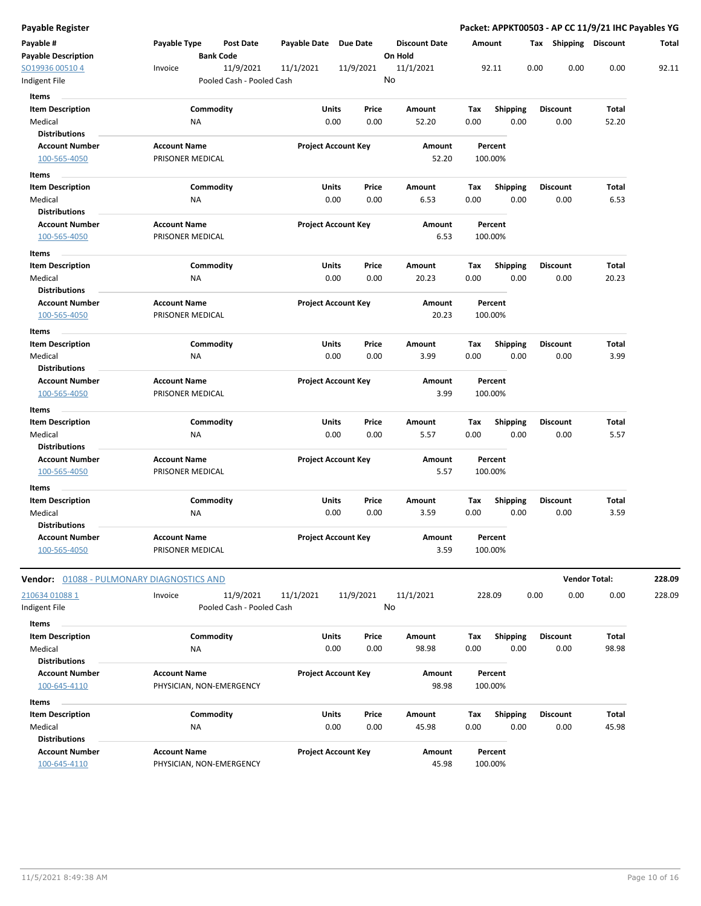**Payable Register** — **Packet: APPKT00503 - AP CC 11/9/21 IHC Payables YG**

| Payable # / Payable Description | Payable Type | Post Date / Bank Code | Payable Date | Due Date | Discount Date / On Hold | Amount | Tax | Shipping | Discount | Total |
|---|---|---|---|---|---|---|---|---|---|---|
| SO19936 00510 4 | Invoice | 11/9/2021 | 11/1/2021 | 11/9/2021 | 11/1/2021 | 92.11 | 0.00 | 0.00 | 0.00 | 92.11 |
| Indigent File | | Pooled Cash - Pooled Cash | | | No | | | | | |

**Items**

| Item Description | Commodity | Units | Price | Amount | Tax | Shipping | Discount | Total |
|---|---|---|---|---|---|---|---|---|
| Medical | NA | 0.00 | 0.00 | 52.20 | 0.00 | 0.00 | 0.00 | 52.20 |

**Distributions**

| Account Number | Account Name | Project Account Key | Amount | Percent |
|---|---|---|---|---|
| 100-565-4050 | PRISONER MEDICAL | | 52.20 | 100.00% |

**Items**

| Item Description | Commodity | Units | Price | Amount | Tax | Shipping | Discount | Total |
|---|---|---|---|---|---|---|---|---|
| Medical | NA | 0.00 | 0.00 | 6.53 | 0.00 | 0.00 | 0.00 | 6.53 |

**Distributions**

| Account Number | Account Name | Project Account Key | Amount | Percent |
|---|---|---|---|---|
| 100-565-4050 | PRISONER MEDICAL | | 6.53 | 100.00% |

**Items**

| Item Description | Commodity | Units | Price | Amount | Tax | Shipping | Discount | Total |
|---|---|---|---|---|---|---|---|---|
| Medical | NA | 0.00 | 0.00 | 20.23 | 0.00 | 0.00 | 0.00 | 20.23 |

**Distributions**

| Account Number | Account Name | Project Account Key | Amount | Percent |
|---|---|---|---|---|
| 100-565-4050 | PRISONER MEDICAL | | 20.23 | 100.00% |

**Items**

| Item Description | Commodity | Units | Price | Amount | Tax | Shipping | Discount | Total |
|---|---|---|---|---|---|---|---|---|
| Medical | NA | 0.00 | 0.00 | 3.99 | 0.00 | 0.00 | 0.00 | 3.99 |

**Distributions**

| Account Number | Account Name | Project Account Key | Amount | Percent |
|---|---|---|---|---|
| 100-565-4050 | PRISONER MEDICAL | | 3.99 | 100.00% |

**Items**

| Item Description | Commodity | Units | Price | Amount | Tax | Shipping | Discount | Total |
|---|---|---|---|---|---|---|---|---|
| Medical | NA | 0.00 | 0.00 | 5.57 | 0.00 | 0.00 | 0.00 | 5.57 |

**Distributions**

| Account Number | Account Name | Project Account Key | Amount | Percent |
|---|---|---|---|---|
| 100-565-4050 | PRISONER MEDICAL | | 5.57 | 100.00% |

**Items**

| Item Description | Commodity | Units | Price | Amount | Tax | Shipping | Discount | Total |
|---|---|---|---|---|---|---|---|---|
| Medical | NA | 0.00 | 0.00 | 3.59 | 0.00 | 0.00 | 0.00 | 3.59 |

**Distributions**

| Account Number | Account Name | Project Account Key | Amount | Percent |
|---|---|---|---|---|
| 100-565-4050 | PRISONER MEDICAL | | 3.59 | 100.00% |

**Vendor:** 01088 - PULMONARY DIAGNOSTICS AND — **Vendor Total: 228.09**

| Payable # / Payable Description | Payable Type | Post Date / Bank Code | Payable Date | Due Date | Discount Date / On Hold | Amount | Tax | Shipping | Discount | Total |
|---|---|---|---|---|---|---|---|---|---|---|
| 210634 01088 1 | Invoice | 11/9/2021 | 11/1/2021 | 11/9/2021 | 11/1/2021 | 228.09 | 0.00 | 0.00 | 0.00 | 228.09 |
| Indigent File | | Pooled Cash - Pooled Cash | | | No | | | | | |

**Items**

| Item Description | Commodity | Units | Price | Amount | Tax | Shipping | Discount | Total |
|---|---|---|---|---|---|---|---|---|
| Medical | NA | 0.00 | 0.00 | 98.98 | 0.00 | 0.00 | 0.00 | 98.98 |

**Distributions**

| Account Number | Account Name | Project Account Key | Amount | Percent |
|---|---|---|---|---|
| 100-645-4110 | PHYSICIAN, NON-EMERGENCY | | 98.98 | 100.00% |

**Items**

| Item Description | Commodity | Units | Price | Amount | Tax | Shipping | Discount | Total |
|---|---|---|---|---|---|---|---|---|
| Medical | NA | 0.00 | 0.00 | 45.98 | 0.00 | 0.00 | 0.00 | 45.98 |

**Distributions**

| Account Number | Account Name | Project Account Key | Amount | Percent |
|---|---|---|---|---|
| 100-645-4110 | PHYSICIAN, NON-EMERGENCY | | 45.98 | 100.00% |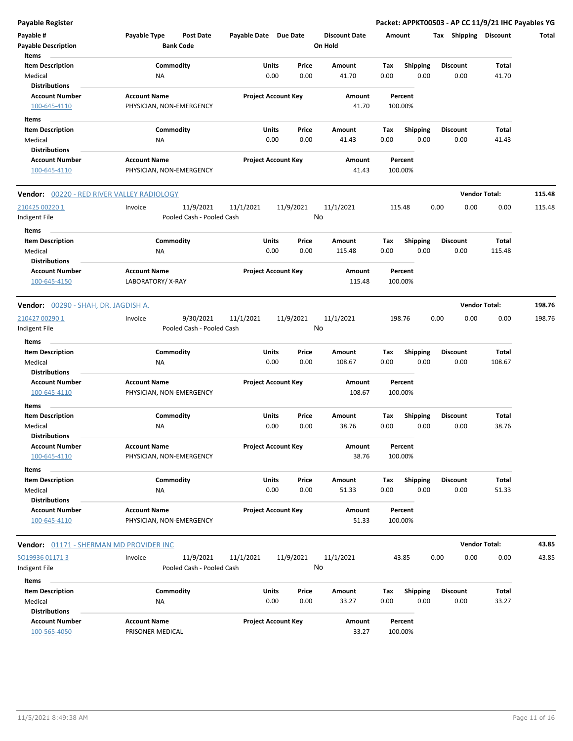**Payable Register** — **Packet: APPKT00503 - AP CC 11/9/21 IHC Payables YG**

| Payable # | Payable Type | Post Date | Payable Date | Due Date | Discount Date | Amount | Tax | Shipping | Discount | Total |
|---|---|---|---|---|---|---|---|---|---|---|
| Payable Description | | Bank Code | | | On Hold | | | | | |

**Items**

| Item Description | Commodity | Units | Price | Amount | Tax | Shipping | Discount | Total |
|---|---|---|---|---|---|---|---|---|
| Medical | NA | 0.00 | 0.00 | 41.70 | 0.00 | 0.00 | 0.00 | 41.70 |

**Distributions**

| Account Number | Account Name | Project Account Key | Amount | Percent |
|---|---|---|---|---|
| 100-645-4110 | PHYSICIAN, NON-EMERGENCY | | 41.70 | 100.00% |

**Items**

| Item Description | Commodity | Units | Price | Amount | Tax | Shipping | Discount | Total |
|---|---|---|---|---|---|---|---|---|
| Medical | NA | 0.00 | 0.00 | 41.43 | 0.00 | 0.00 | 0.00 | 41.43 |

**Distributions**

| Account Number | Account Name | Project Account Key | Amount | Percent |
|---|---|---|---|---|
| 100-645-4110 | PHYSICIAN, NON-EMERGENCY | | 41.43 | 100.00% |

---

**Vendor:** 00220 - RED RIVER VALLEY RADIOLOGY — **Vendor Total: 115.48**

| Payable # | Payable Type | Post Date | Payable Date | Due Date | Discount Date | Amount | Tax | Shipping | Discount | Total |
|---|---|---|---|---|---|---|---|---|---|---|
| 210425 00220 1 | Invoice | 11/9/2021 | 11/1/2021 | 11/9/2021 | 11/1/2021 | 115.48 | 0.00 | 0.00 | 0.00 | 115.48 |
| Indigent File | | Pooled Cash - Pooled Cash | | | No | | | | | |

**Items**

| Item Description | Commodity | Units | Price | Amount | Tax | Shipping | Discount | Total |
|---|---|---|---|---|---|---|---|---|
| Medical | NA | 0.00 | 0.00 | 115.48 | 0.00 | 0.00 | 0.00 | 115.48 |

**Distributions**

| Account Number | Account Name | Project Account Key | Amount | Percent |
|---|---|---|---|---|
| 100-645-4150 | LABORATORY/ X-RAY | | 115.48 | 100.00% |

---

**Vendor:** 00290 - SHAH, DR. JAGDISH A. — **Vendor Total: 198.76**

| Payable # | Payable Type | Post Date | Payable Date | Due Date | Discount Date | Amount | Tax | Shipping | Discount | Total |
|---|---|---|---|---|---|---|---|---|---|---|
| 210427 00290 1 | Invoice | 9/30/2021 | 11/1/2021 | 11/9/2021 | 11/1/2021 | 198.76 | 0.00 | 0.00 | 0.00 | 198.76 |
| Indigent File | | Pooled Cash - Pooled Cash | | | No | | | | | |

**Items**

| Item Description | Commodity | Units | Price | Amount | Tax | Shipping | Discount | Total |
|---|---|---|---|---|---|---|---|---|
| Medical | NA | 0.00 | 0.00 | 108.67 | 0.00 | 0.00 | 0.00 | 108.67 |

**Distributions**

| Account Number | Account Name | Project Account Key | Amount | Percent |
|---|---|---|---|---|
| 100-645-4110 | PHYSICIAN, NON-EMERGENCY | | 108.67 | 100.00% |

**Items**

| Item Description | Commodity | Units | Price | Amount | Tax | Shipping | Discount | Total |
|---|---|---|---|---|---|---|---|---|
| Medical | NA | 0.00 | 0.00 | 38.76 | 0.00 | 0.00 | 0.00 | 38.76 |

**Distributions**

| Account Number | Account Name | Project Account Key | Amount | Percent |
|---|---|---|---|---|
| 100-645-4110 | PHYSICIAN, NON-EMERGENCY | | 38.76 | 100.00% |

**Items**

| Item Description | Commodity | Units | Price | Amount | Tax | Shipping | Discount | Total |
|---|---|---|---|---|---|---|---|---|
| Medical | NA | 0.00 | 0.00 | 51.33 | 0.00 | 0.00 | 0.00 | 51.33 |

**Distributions**

| Account Number | Account Name | Project Account Key | Amount | Percent |
|---|---|---|---|---|
| 100-645-4110 | PHYSICIAN, NON-EMERGENCY | | 51.33 | 100.00% |

---

**Vendor:** 01171 - SHERMAN MD PROVIDER INC — **Vendor Total: 43.85**

| Payable # | Payable Type | Post Date | Payable Date | Due Date | Discount Date | Amount | Tax | Shipping | Discount | Total |
|---|---|---|---|---|---|---|---|---|---|---|
| SO19936 01171 3 | Invoice | 11/9/2021 | 11/1/2021 | 11/9/2021 | 11/1/2021 | 43.85 | 0.00 | 0.00 | 0.00 | 43.85 |
| Indigent File | | Pooled Cash - Pooled Cash | | | No | | | | | |

**Items**

| Item Description | Commodity | Units | Price | Amount | Tax | Shipping | Discount | Total |
|---|---|---|---|---|---|---|---|---|
| Medical | NA | 0.00 | 0.00 | 33.27 | 0.00 | 0.00 | 0.00 | 33.27 |

**Distributions**

| Account Number | Account Name | Project Account Key | Amount | Percent |
|---|---|---|---|---|
| 100-565-4050 | PRISONER MEDICAL | | 33.27 | 100.00% |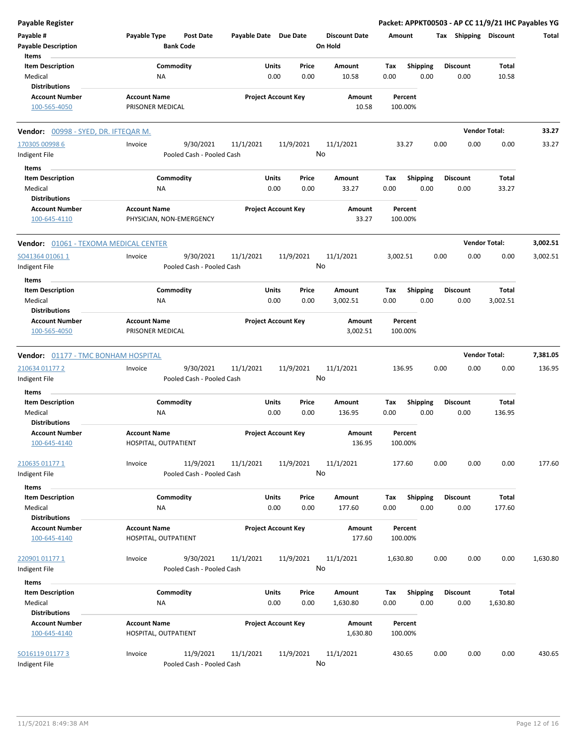**Payable Register** — **Packet: APPKT00503 - AP CC 11/9/21 IHC Payables YG**

| Payable # | Payable Type | Post Date | Payable Date | Due Date | Discount Date | Amount | Tax | Shipping | Discount | Total |
|---|---|---|---|---|---|---|---|---|---|---|
| Payable Description | | Bank Code | | | On Hold | | | | | |

**Items**

| Item Description | Commodity | Units | Price | Amount | Tax | Shipping | Discount | Total |
|---|---|---|---|---|---|---|---|---|
| Medical | NA | 0.00 | 0.00 | 10.58 | 0.00 | 0.00 | 0.00 | 10.58 |

**Distributions**

| Account Number | Account Name | Project Account Key | Amount | Percent |
|---|---|---|---|---|
| 100-565-4050 | PRISONER MEDICAL | | 10.58 | 100.00% |

---

**Vendor: 00998 - SYED, DR. IFTEQAR M.** — **Vendor Total: 33.27**

| Payable # | Payable Type | Post Date | Payable Date | Due Date | Discount Date | Amount | Tax | Shipping | Discount | Total |
|---|---|---|---|---|---|---|---|---|---|---|
| 170305 00998 6 | Invoice | 9/30/2021 | 11/1/2021 | 11/9/2021 | 11/1/2021 | 33.27 | 0.00 | 0.00 | 0.00 | 33.27 |
| Indigent File | | Pooled Cash - Pooled Cash | | | No | | | | | |

**Items**

| Item Description | Commodity | Units | Price | Amount | Tax | Shipping | Discount | Total |
|---|---|---|---|---|---|---|---|---|
| Medical | NA | 0.00 | 0.00 | 33.27 | 0.00 | 0.00 | 0.00 | 33.27 |

**Distributions**

| Account Number | Account Name | Project Account Key | Amount | Percent |
|---|---|---|---|---|
| 100-645-4110 | PHYSICIAN, NON-EMERGENCY | | 33.27 | 100.00% |

---

**Vendor: 01061 - TEXOMA MEDICAL CENTER** — **Vendor Total: 3,002.51**

| Payable # | Payable Type | Post Date | Payable Date | Due Date | Discount Date | Amount | Tax | Shipping | Discount | Total |
|---|---|---|---|---|---|---|---|---|---|---|
| SO41364 01061 1 | Invoice | 9/30/2021 | 11/1/2021 | 11/9/2021 | 11/1/2021 | 3,002.51 | 0.00 | 0.00 | 0.00 | 3,002.51 |
| Indigent File | | Pooled Cash - Pooled Cash | | | No | | | | | |

**Items**

| Item Description | Commodity | Units | Price | Amount | Tax | Shipping | Discount | Total |
|---|---|---|---|---|---|---|---|---|
| Medical | NA | 0.00 | 0.00 | 3,002.51 | 0.00 | 0.00 | 0.00 | 3,002.51 |

**Distributions**

| Account Number | Account Name | Project Account Key | Amount | Percent |
|---|---|---|---|---|
| 100-565-4050 | PRISONER MEDICAL | | 3,002.51 | 100.00% |

---

**Vendor: 01177 - TMC BONHAM HOSPITAL** — **Vendor Total: 7,381.05**

| Payable # | Payable Type | Post Date | Payable Date | Due Date | Discount Date | Amount | Tax | Shipping | Discount | Total |
|---|---|---|---|---|---|---|---|---|---|---|
| 210634 01177 2 | Invoice | 9/30/2021 | 11/1/2021 | 11/9/2021 | 11/1/2021 | 136.95 | 0.00 | 0.00 | 0.00 | 136.95 |
| Indigent File | | Pooled Cash - Pooled Cash | | | No | | | | | |

**Items**

| Item Description | Commodity | Units | Price | Amount | Tax | Shipping | Discount | Total |
|---|---|---|---|---|---|---|---|---|
| Medical | NA | 0.00 | 0.00 | 136.95 | 0.00 | 0.00 | 0.00 | 136.95 |

**Distributions**

| Account Number | Account Name | Project Account Key | Amount | Percent |
|---|---|---|---|---|
| 100-645-4140 | HOSPITAL, OUTPATIENT | | 136.95 | 100.00% |

| Payable # | Payable Type | Post Date | Payable Date | Due Date | Discount Date | Amount | Tax | Shipping | Discount | Total |
|---|---|---|---|---|---|---|---|---|---|---|
| 210635 01177 1 | Invoice | 11/9/2021 | 11/1/2021 | 11/9/2021 | 11/1/2021 | 177.60 | 0.00 | 0.00 | 0.00 | 177.60 |
| Indigent File | | Pooled Cash - Pooled Cash | | | No | | | | | |

**Items**

| Item Description | Commodity | Units | Price | Amount | Tax | Shipping | Discount | Total |
|---|---|---|---|---|---|---|---|---|
| Medical | NA | 0.00 | 0.00 | 177.60 | 0.00 | 0.00 | 0.00 | 177.60 |

**Distributions**

| Account Number | Account Name | Project Account Key | Amount | Percent |
|---|---|---|---|---|
| 100-645-4140 | HOSPITAL, OUTPATIENT | | 177.60 | 100.00% |

| Payable # | Payable Type | Post Date | Payable Date | Due Date | Discount Date | Amount | Tax | Shipping | Discount | Total |
|---|---|---|---|---|---|---|---|---|---|---|
| 220901 01177 1 | Invoice | 9/30/2021 | 11/1/2021 | 11/9/2021 | 11/1/2021 | 1,630.80 | 0.00 | 0.00 | 0.00 | 1,630.80 |
| Indigent File | | Pooled Cash - Pooled Cash | | | No | | | | | |

**Items**

| Item Description | Commodity | Units | Price | Amount | Tax | Shipping | Discount | Total |
|---|---|---|---|---|---|---|---|---|
| Medical | NA | 0.00 | 0.00 | 1,630.80 | 0.00 | 0.00 | 0.00 | 1,630.80 |

**Distributions**

| Account Number | Account Name | Project Account Key | Amount | Percent |
|---|---|---|---|---|
| 100-645-4140 | HOSPITAL, OUTPATIENT | | 1,630.80 | 100.00% |

| Payable # | Payable Type | Post Date | Payable Date | Due Date | Discount Date | Amount | Tax | Shipping | Discount | Total |
|---|---|---|---|---|---|---|---|---|---|---|
| SO16119 01177 3 | Invoice | 11/9/2021 | 11/1/2021 | 11/9/2021 | 11/1/2021 | 430.65 | 0.00 | 0.00 | 0.00 | 430.65 |
| Indigent File | | Pooled Cash - Pooled Cash | | | No | | | | | |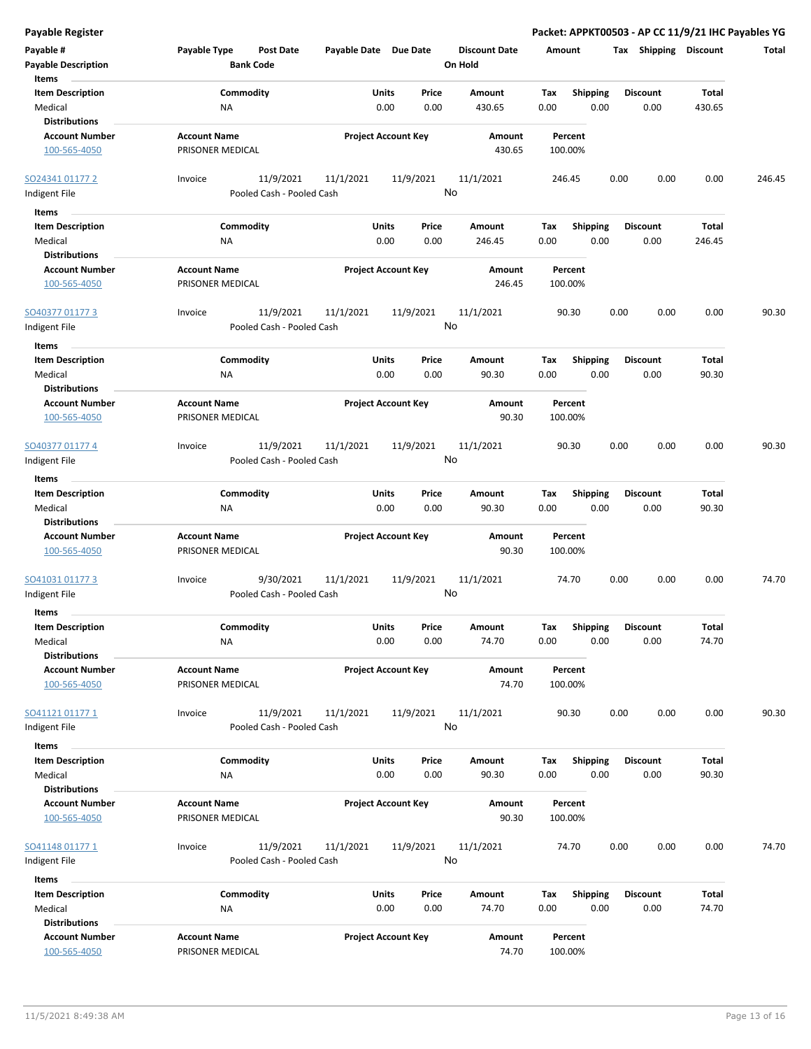**Payable Register** — **Packet: APPKT00503 - AP CC 11/9/21 IHC Payables YG**

| Payable # | Payable Type | Post Date | Payable Date | Due Date | Discount Date | Amount | Tax | Shipping | Discount | Total |
|---|---|---|---|---|---|---|---|---|---|---|
| Payable Description | | Bank Code | | | On Hold | | | | | |

Items

| Item Description | Commodity | Units | Price | Amount | Tax | Shipping | Discount | Total |
|---|---|---|---|---|---|---|---|---|
| Medical | NA | 0.00 | 0.00 | 430.65 | 0.00 | 0.00 | 0.00 | 430.65 |

Distributions

| Account Number | Account Name | Project Account Key | Amount | Percent |
|---|---|---|---|---|
| 100-565-4050 | PRISONER MEDICAL | | 430.65 | 100.00% |

| Payable # | Payable Type | Post Date | Payable Date | Due Date | Discount Date | Amount | Tax | Shipping | Discount | Total |
|---|---|---|---|---|---|---|---|---|---|---|
| SO24341 01177 2 | Invoice | 11/9/2021 | 11/1/2021 | 11/9/2021 | 11/1/2021 | 246.45 | 0.00 | 0.00 | 0.00 | 246.45 |
| Indigent File | | Pooled Cash - Pooled Cash | | | No | | | | | |

Items

| Item Description | Commodity | Units | Price | Amount | Tax | Shipping | Discount | Total |
|---|---|---|---|---|---|---|---|---|
| Medical | NA | 0.00 | 0.00 | 246.45 | 0.00 | 0.00 | 0.00 | 246.45 |

Distributions

| Account Number | Account Name | Project Account Key | Amount | Percent |
|---|---|---|---|---|
| 100-565-4050 | PRISONER MEDICAL | | 246.45 | 100.00% |

| Payable # | Payable Type | Post Date | Payable Date | Due Date | Discount Date | Amount | Tax | Shipping | Discount | Total |
|---|---|---|---|---|---|---|---|---|---|---|
| SO40377 01177 3 | Invoice | 11/9/2021 | 11/1/2021 | 11/9/2021 | 11/1/2021 | 90.30 | 0.00 | 0.00 | 0.00 | 90.30 |
| Indigent File | | Pooled Cash - Pooled Cash | | | No | | | | | |

Items

| Item Description | Commodity | Units | Price | Amount | Tax | Shipping | Discount | Total |
|---|---|---|---|---|---|---|---|---|
| Medical | NA | 0.00 | 0.00 | 90.30 | 0.00 | 0.00 | 0.00 | 90.30 |

Distributions

| Account Number | Account Name | Project Account Key | Amount | Percent |
|---|---|---|---|---|
| 100-565-4050 | PRISONER MEDICAL | | 90.30 | 100.00% |

| Payable # | Payable Type | Post Date | Payable Date | Due Date | Discount Date | Amount | Tax | Shipping | Discount | Total |
|---|---|---|---|---|---|---|---|---|---|---|
| SO40377 01177 4 | Invoice | 11/9/2021 | 11/1/2021 | 11/9/2021 | 11/1/2021 | 90.30 | 0.00 | 0.00 | 0.00 | 90.30 |
| Indigent File | | Pooled Cash - Pooled Cash | | | No | | | | | |

Items

| Item Description | Commodity | Units | Price | Amount | Tax | Shipping | Discount | Total |
|---|---|---|---|---|---|---|---|---|
| Medical | NA | 0.00 | 0.00 | 90.30 | 0.00 | 0.00 | 0.00 | 90.30 |

Distributions

| Account Number | Account Name | Project Account Key | Amount | Percent |
|---|---|---|---|---|
| 100-565-4050 | PRISONER MEDICAL | | 90.30 | 100.00% |

| Payable # | Payable Type | Post Date | Payable Date | Due Date | Discount Date | Amount | Tax | Shipping | Discount | Total |
|---|---|---|---|---|---|---|---|---|---|---|
| SO41031 01177 3 | Invoice | 9/30/2021 | 11/1/2021 | 11/9/2021 | 11/1/2021 | 74.70 | 0.00 | 0.00 | 0.00 | 74.70 |
| Indigent File | | Pooled Cash - Pooled Cash | | | No | | | | | |

Items

| Item Description | Commodity | Units | Price | Amount | Tax | Shipping | Discount | Total |
|---|---|---|---|---|---|---|---|---|
| Medical | NA | 0.00 | 0.00 | 74.70 | 0.00 | 0.00 | 0.00 | 74.70 |

Distributions

| Account Number | Account Name | Project Account Key | Amount | Percent |
|---|---|---|---|---|
| 100-565-4050 | PRISONER MEDICAL | | 74.70 | 100.00% |

| Payable # | Payable Type | Post Date | Payable Date | Due Date | Discount Date | Amount | Tax | Shipping | Discount | Total |
|---|---|---|---|---|---|---|---|---|---|---|
| SO41121 01177 1 | Invoice | 11/9/2021 | 11/1/2021 | 11/9/2021 | 11/1/2021 | 90.30 | 0.00 | 0.00 | 0.00 | 90.30 |
| Indigent File | | Pooled Cash - Pooled Cash | | | No | | | | | |

Items

| Item Description | Commodity | Units | Price | Amount | Tax | Shipping | Discount | Total |
|---|---|---|---|---|---|---|---|---|
| Medical | NA | 0.00 | 0.00 | 90.30 | 0.00 | 0.00 | 0.00 | 90.30 |

Distributions

| Account Number | Account Name | Project Account Key | Amount | Percent |
|---|---|---|---|---|
| 100-565-4050 | PRISONER MEDICAL | | 90.30 | 100.00% |

| Payable # | Payable Type | Post Date | Payable Date | Due Date | Discount Date | Amount | Tax | Shipping | Discount | Total |
|---|---|---|---|---|---|---|---|---|---|---|
| SO41148 01177 1 | Invoice | 11/9/2021 | 11/1/2021 | 11/9/2021 | 11/1/2021 | 74.70 | 0.00 | 0.00 | 0.00 | 74.70 |
| Indigent File | | Pooled Cash - Pooled Cash | | | No | | | | | |

Items

| Item Description | Commodity | Units | Price | Amount | Tax | Shipping | Discount | Total |
|---|---|---|---|---|---|---|---|---|
| Medical | NA | 0.00 | 0.00 | 74.70 | 0.00 | 0.00 | 0.00 | 74.70 |

Distributions

| Account Number | Account Name | Project Account Key | Amount | Percent |
|---|---|---|---|---|
| 100-565-4050 | PRISONER MEDICAL | | 74.70 | 100.00% |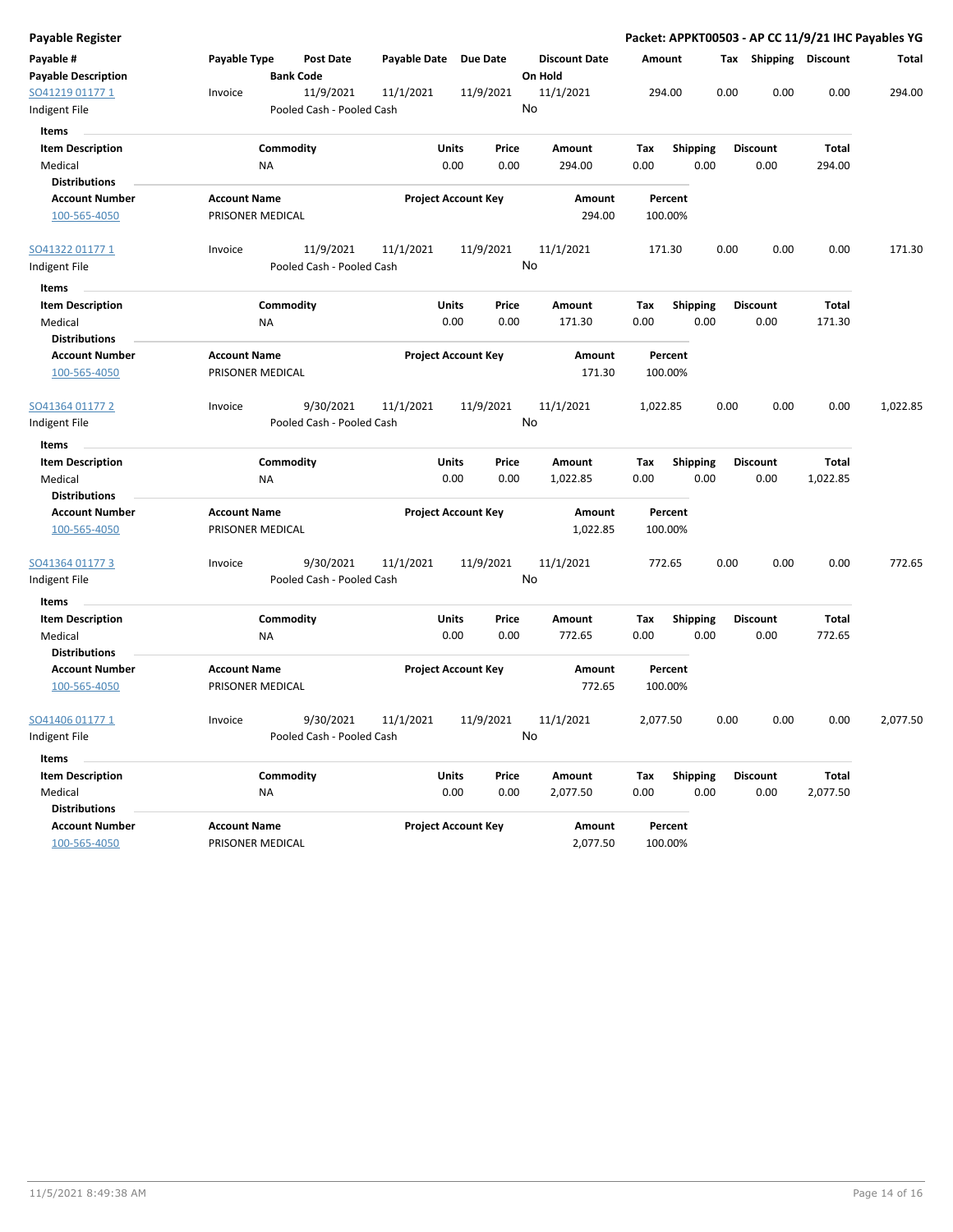**Payable Register** — **Packet: APPKT00503 - AP CC 11/9/21 IHC Payables YG**

| Payable # / Payable Description | Payable Type | Post Date / Bank Code | Payable Date | Due Date | Discount Date / On Hold | Amount | Tax | Shipping | Discount | Total |
|---|---|---|---|---|---|---|---|---|---|---|
| SO41219 01177 1 | Invoice | 11/9/2021 | 11/1/2021 | 11/9/2021 | 11/1/2021 | 294.00 | 0.00 | 0.00 | 0.00 | 294.00 |
| Indigent File | | Pooled Cash - Pooled Cash | | | No | | | | | |

**Items**

| Item Description | Commodity | Units | Price | Amount | Tax | Shipping | Discount | Total |
|---|---|---|---|---|---|---|---|---|
| Medical | NA | 0.00 | 0.00 | 294.00 | 0.00 | 0.00 | 0.00 | 294.00 |

**Distributions**

| Account Number | Account Name | Project Account Key | Amount | Percent |
|---|---|---|---|---|
| 100-565-4050 | PRISONER MEDICAL | | 294.00 | 100.00% |

| Payable # / Payable Description | Payable Type | Post Date / Bank Code | Payable Date | Due Date | Discount Date / On Hold | Amount | Tax | Shipping | Discount | Total |
|---|---|---|---|---|---|---|---|---|---|---|
| SO41322 01177 1 | Invoice | 11/9/2021 | 11/1/2021 | 11/9/2021 | 11/1/2021 | 171.30 | 0.00 | 0.00 | 0.00 | 171.30 |
| Indigent File | | Pooled Cash - Pooled Cash | | | No | | | | | |

**Items**

| Item Description | Commodity | Units | Price | Amount | Tax | Shipping | Discount | Total |
|---|---|---|---|---|---|---|---|---|
| Medical | NA | 0.00 | 0.00 | 171.30 | 0.00 | 0.00 | 0.00 | 171.30 |

**Distributions**

| Account Number | Account Name | Project Account Key | Amount | Percent |
|---|---|---|---|---|
| 100-565-4050 | PRISONER MEDICAL | | 171.30 | 100.00% |

| Payable # / Payable Description | Payable Type | Post Date / Bank Code | Payable Date | Due Date | Discount Date / On Hold | Amount | Tax | Shipping | Discount | Total |
|---|---|---|---|---|---|---|---|---|---|---|
| SO41364 01177 2 | Invoice | 9/30/2021 | 11/1/2021 | 11/9/2021 | 11/1/2021 | 1,022.85 | 0.00 | 0.00 | 0.00 | 1,022.85 |
| Indigent File | | Pooled Cash - Pooled Cash | | | No | | | | | |

**Items**

| Item Description | Commodity | Units | Price | Amount | Tax | Shipping | Discount | Total |
|---|---|---|---|---|---|---|---|---|
| Medical | NA | 0.00 | 0.00 | 1,022.85 | 0.00 | 0.00 | 0.00 | 1,022.85 |

**Distributions**

| Account Number | Account Name | Project Account Key | Amount | Percent |
|---|---|---|---|---|
| 100-565-4050 | PRISONER MEDICAL | | 1,022.85 | 100.00% |

| Payable # / Payable Description | Payable Type | Post Date / Bank Code | Payable Date | Due Date | Discount Date / On Hold | Amount | Tax | Shipping | Discount | Total |
|---|---|---|---|---|---|---|---|---|---|---|
| SO41364 01177 3 | Invoice | 9/30/2021 | 11/1/2021 | 11/9/2021 | 11/1/2021 | 772.65 | 0.00 | 0.00 | 0.00 | 772.65 |
| Indigent File | | Pooled Cash - Pooled Cash | | | No | | | | | |

**Items**

| Item Description | Commodity | Units | Price | Amount | Tax | Shipping | Discount | Total |
|---|---|---|---|---|---|---|---|---|
| Medical | NA | 0.00 | 0.00 | 772.65 | 0.00 | 0.00 | 0.00 | 772.65 |

**Distributions**

| Account Number | Account Name | Project Account Key | Amount | Percent |
|---|---|---|---|---|
| 100-565-4050 | PRISONER MEDICAL | | 772.65 | 100.00% |

| Payable # / Payable Description | Payable Type | Post Date / Bank Code | Payable Date | Due Date | Discount Date / On Hold | Amount | Tax | Shipping | Discount | Total |
|---|---|---|---|---|---|---|---|---|---|---|
| SO41406 01177 1 | Invoice | 9/30/2021 | 11/1/2021 | 11/9/2021 | 11/1/2021 | 2,077.50 | 0.00 | 0.00 | 0.00 | 2,077.50 |
| Indigent File | | Pooled Cash - Pooled Cash | | | No | | | | | |

**Items**

| Item Description | Commodity | Units | Price | Amount | Tax | Shipping | Discount | Total |
|---|---|---|---|---|---|---|---|---|
| Medical | NA | 0.00 | 0.00 | 2,077.50 | 0.00 | 0.00 | 0.00 | 2,077.50 |

**Distributions**

| Account Number | Account Name | Project Account Key | Amount | Percent |
|---|---|---|---|---|
| 100-565-4050 | PRISONER MEDICAL | | 2,077.50 | 100.00% |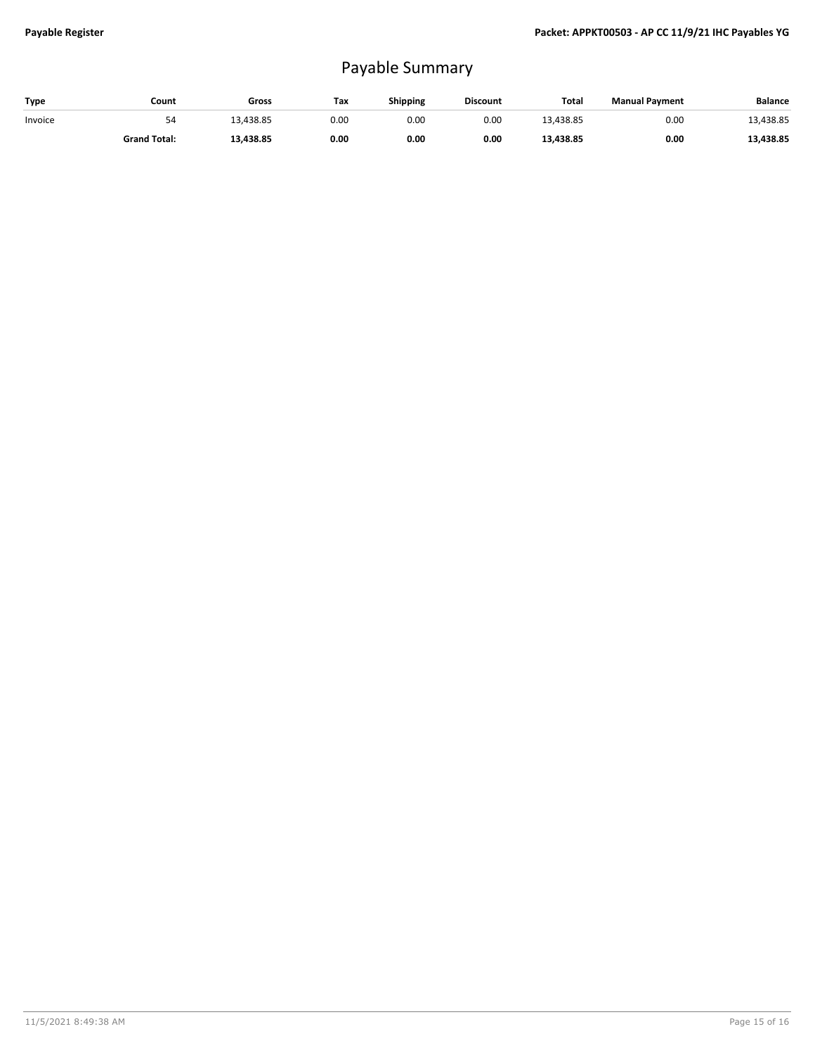# Payable Summary

| Type | Count | Gross | Tax | Shipping | Discount | Total | Manual Payment | Balance |
|---|---|---|---|---|---|---|---|---|
| Invoice | 54 | 13,438.85 | 0.00 | 0.00 | 0.00 | 13,438.85 | 0.00 | 13,438.85 |
| | **Grand Total:** | **13,438.85** | **0.00** | **0.00** | **0.00** | **13,438.85** | **0.00** | **13,438.85** |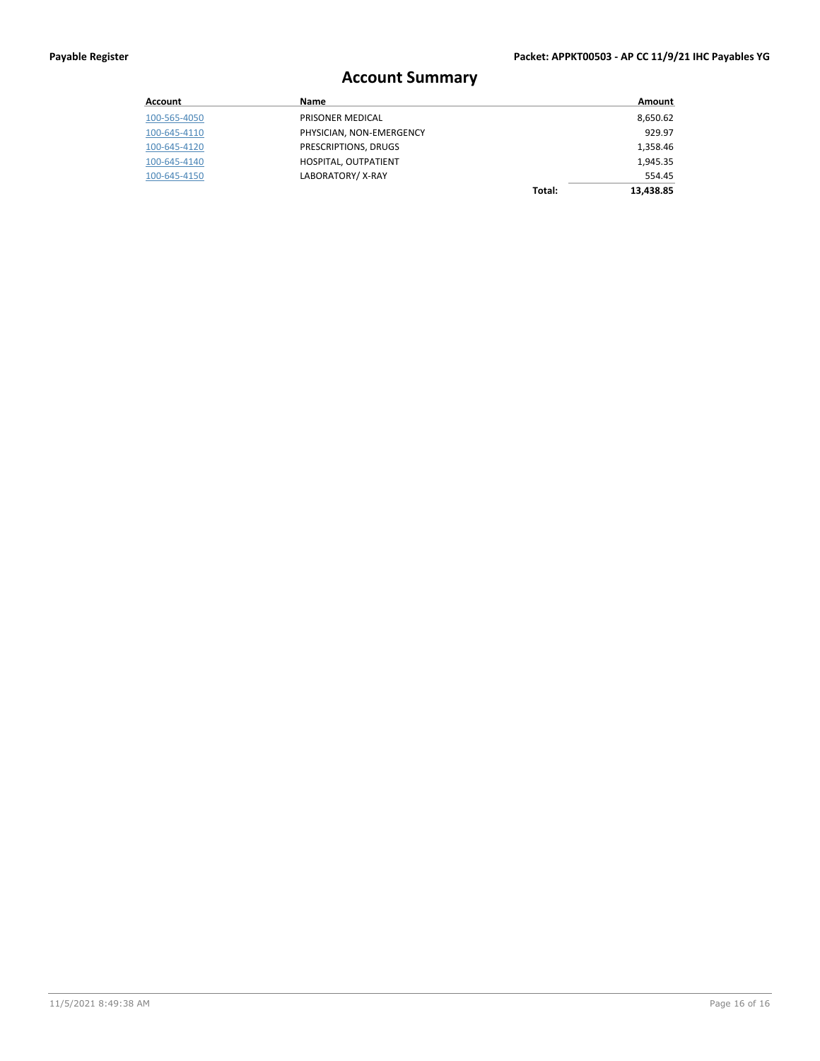# Account Summary

| Account | Name | | Amount |
| --- | --- | --- | --- |
| 100-565-4050 | PRISONER MEDICAL | | 8,650.62 |
| 100-645-4110 | PHYSICIAN, NON-EMERGENCY | | 929.97 |
| 100-645-4120 | PRESCRIPTIONS, DRUGS | | 1,358.46 |
| 100-645-4140 | HOSPITAL, OUTPATIENT | | 1,945.35 |
| 100-645-4150 | LABORATORY/ X-RAY | | 554.45 |
| | | **Total:** | **13,438.85** |